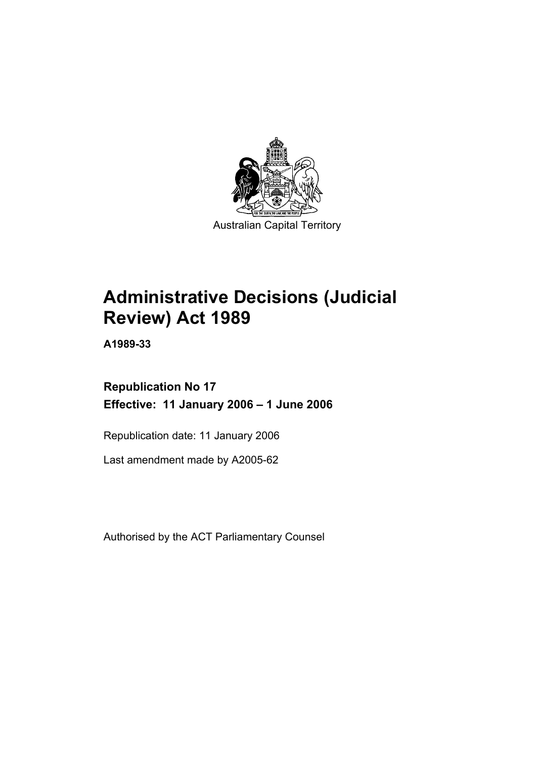Australian Capital Territory

# Administrative Decisions (Judicial Review) Act 1989

**A1989-33**

**Republication No 17**

**Effective: 11 January 2006 – 1 June 2006**

Republication date: 11 January 2006

Last amendment made by A2005-62

Authorised by the ACT Parliamentary Counsel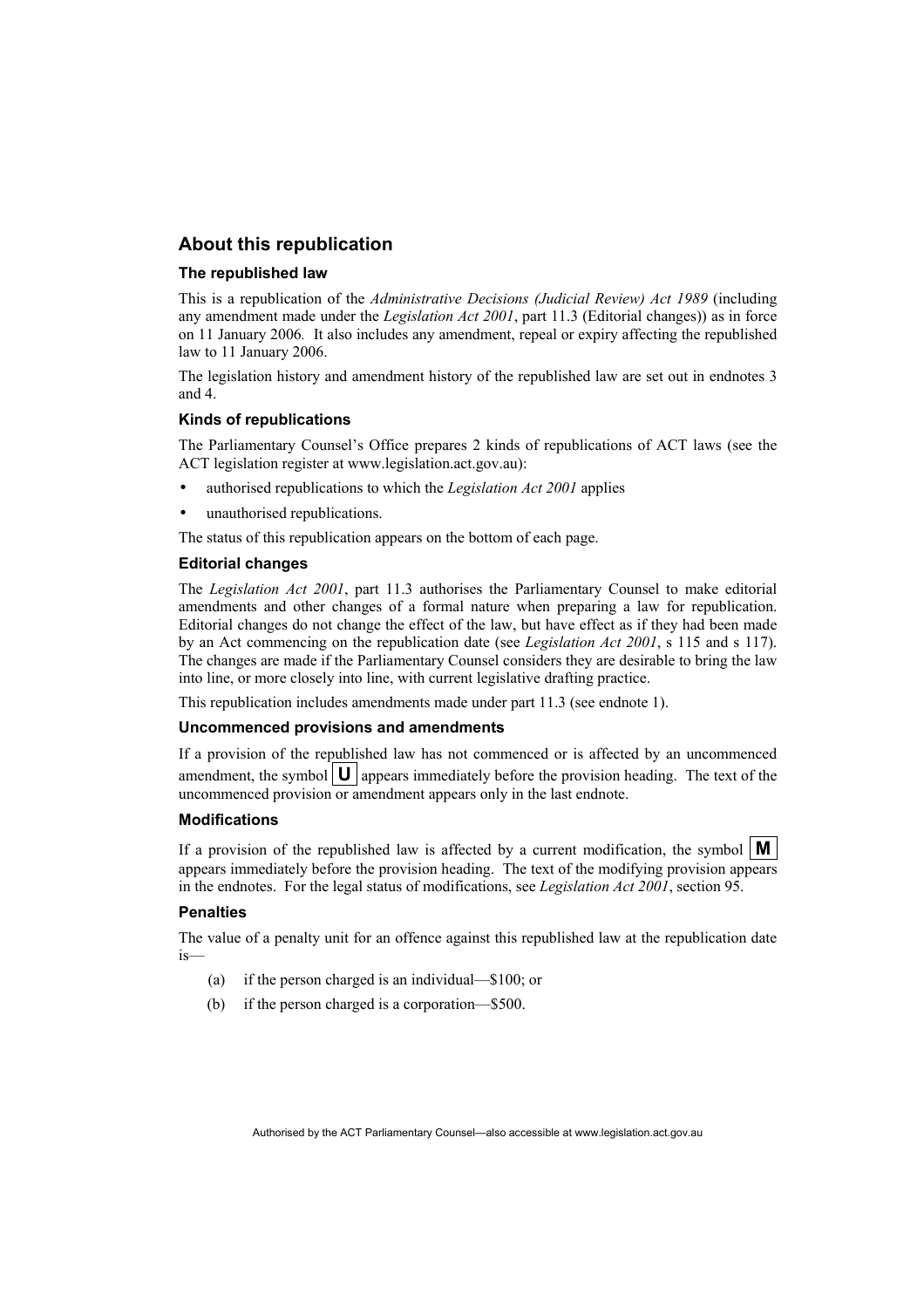## About this republication

### The republished law

This is a republication of the *Administrative Decisions (Judicial Review) Act 1989* (including any amendment made under the *Legislation Act 2001*, part 11.3 (Editorial changes)) as in force on 11 January 2006*.* It also includes any amendment, repeal or expiry affecting the republished law to 11 January 2006.

The legislation history and amendment history of the republished law are set out in endnotes 3 and 4.

### Kinds of republications

The Parliamentary Counsel's Office prepares 2 kinds of republications of ACT laws (see the ACT legislation register at www.legislation.act.gov.au):

- authorised republications to which the *Legislation Act 2001* applies
- unauthorised republications.

The status of this republication appears on the bottom of each page.

### Editorial changes

The *Legislation Act 2001*, part 11.3 authorises the Parliamentary Counsel to make editorial amendments and other changes of a formal nature when preparing a law for republication. Editorial changes do not change the effect of the law, but have effect as if they had been made by an Act commencing on the republication date (see *Legislation Act 2001*, s 115 and s 117). The changes are made if the Parliamentary Counsel considers they are desirable to bring the law into line, or more closely into line, with current legislative drafting practice.

This republication includes amendments made under part 11.3 (see endnote 1).

### Uncommenced provisions and amendments

If a provision of the republished law has not commenced or is affected by an uncommenced amendment, the symbol **U** appears immediately before the provision heading. The text of the uncommenced provision or amendment appears only in the last endnote.

### Modifications

If a provision of the republished law is affected by a current modification, the symbol **M** appears immediately before the provision heading. The text of the modifying provision appears in the endnotes. For the legal status of modifications, see *Legislation Act 2001*, section 95.

### Penalties

The value of a penalty unit for an offence against this republished law at the republication date is—

(a) if the person charged is an individual—$100; or

(b) if the person charged is a corporation—$500.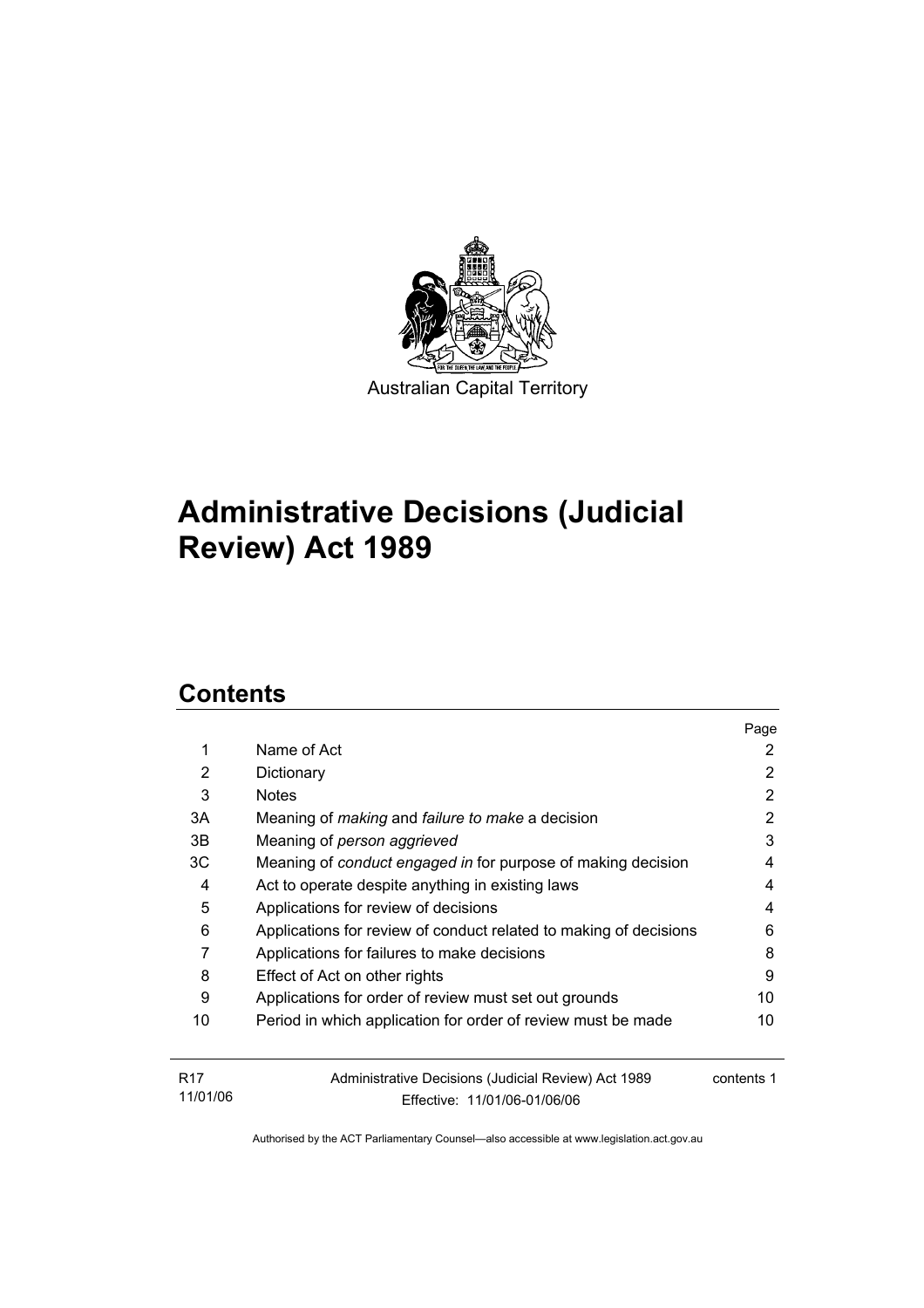Australian Capital Territory

# Administrative Decisions (Judicial Review) Act 1989

## Contents

| | | Page |
|---|---|---|
| 1 | Name of Act | 2 |
| 2 | Dictionary | 2 |
| 3 | Notes | 2 |
| 3A | Meaning of *making* and *failure to make* a decision | 2 |
| 3B | Meaning of *person aggrieved* | 3 |
| 3C | Meaning of *conduct engaged in* for purpose of making decision | 4 |
| 4 | Act to operate despite anything in existing laws | 4 |
| 5 | Applications for review of decisions | 4 |
| 6 | Applications for review of conduct related to making of decisions | 6 |
| 7 | Applications for failures to make decisions | 8 |
| 8 | Effect of Act on other rights | 9 |
| 9 | Applications for order of review must set out grounds | 10 |
| 10 | Period in which application for order of review must be made | 10 |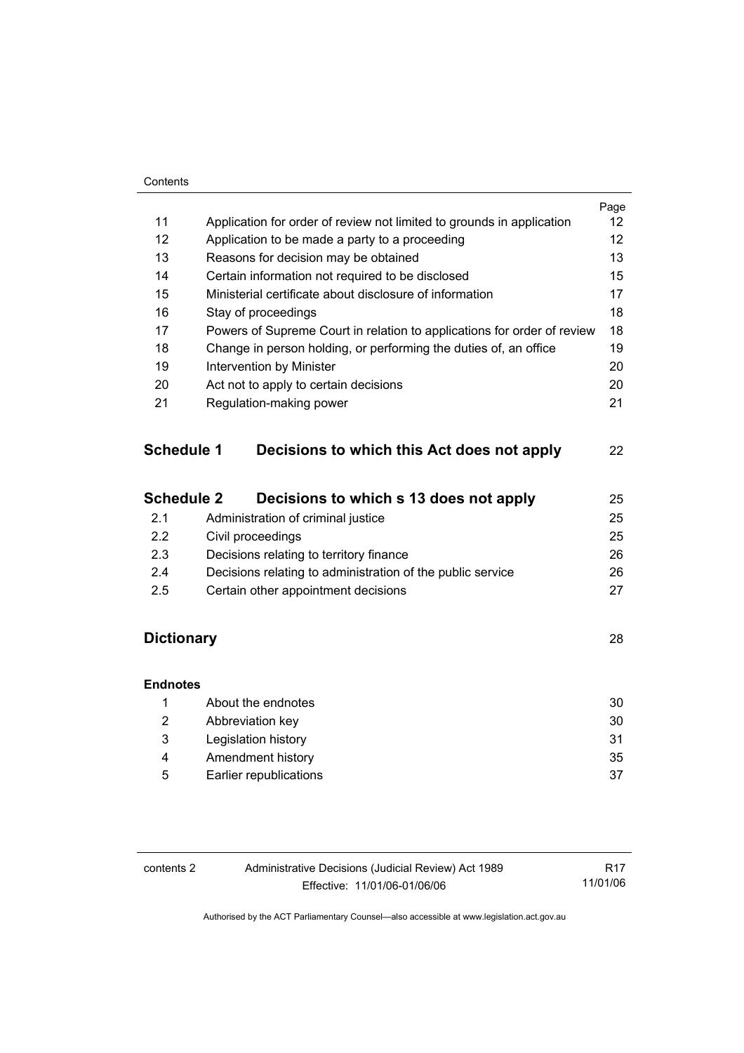| | | Page |
|---|---|---|
| 11 | Application for order of review not limited to grounds in application | 12 |
| 12 | Application to be made a party to a proceeding | 12 |
| 13 | Reasons for decision may be obtained | 13 |
| 14 | Certain information not required to be disclosed | 15 |
| 15 | Ministerial certificate about disclosure of information | 17 |
| 16 | Stay of proceedings | 18 |
| 17 | Powers of Supreme Court in relation to applications for order of review | 18 |
| 18 | Change in person holding, or performing the duties of, an office | 19 |
| 19 | Intervention by Minister | 20 |
| 20 | Act not to apply to certain decisions | 20 |
| 21 | Regulation-making power | 21 |

**Schedule 1 Decisions to which this Act does not apply** 22

**Schedule 2 Decisions to which s 13 does not apply** 25

| | | |
|---|---|---|
| 2.1 | Administration of criminal justice | 25 |
| 2.2 | Civil proceedings | 25 |
| 2.3 | Decisions relating to territory finance | 26 |
| 2.4 | Decisions relating to administration of the public service | 26 |
| 2.5 | Certain other appointment decisions | 27 |

**Dictionary** 28

**Endnotes**

| | | |
|---|---|---|
| 1 | About the endnotes | 30 |
| 2 | Abbreviation key | 30 |
| 3 | Legislation history | 31 |
| 4 | Amendment history | 35 |
| 5 | Earlier republications | 37 |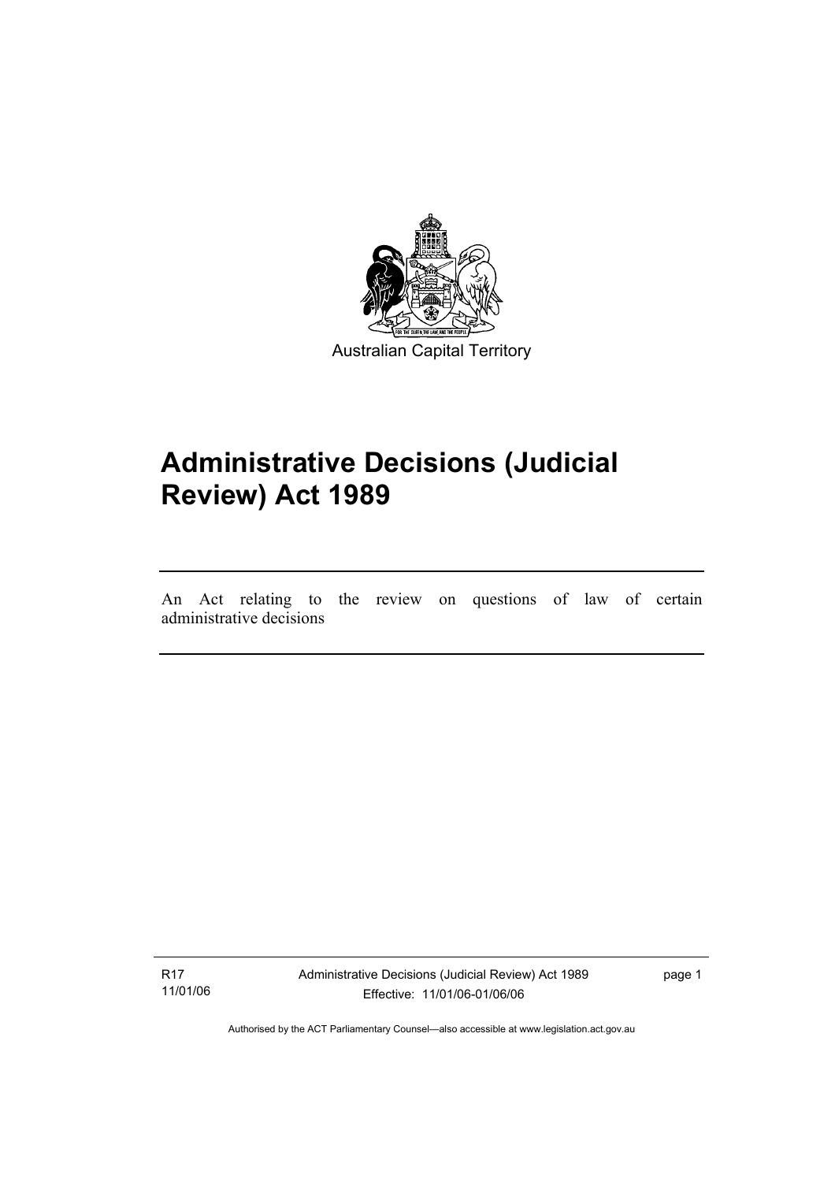Australian Capital Territory

# Administrative Decisions (Judicial Review) Act 1989

An Act relating to the review on questions of law of certain administrative decisions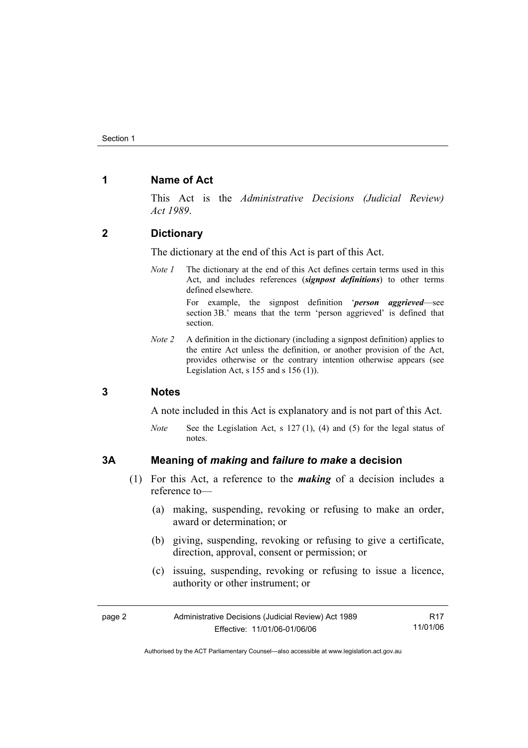## 1 Name of Act

This Act is the *Administrative Decisions (Judicial Review) Act 1989*.

## 2 Dictionary

The dictionary at the end of this Act is part of this Act.

*Note 1* The dictionary at the end of this Act defines certain terms used in this Act, and includes references (***signpost definitions***) to other terms defined elsewhere.

For example, the signpost definition '***person aggrieved***—see section 3B.' means that the term 'person aggrieved' is defined that section.

*Note 2* A definition in the dictionary (including a signpost definition) applies to the entire Act unless the definition, or another provision of the Act, provides otherwise or the contrary intention otherwise appears (see Legislation Act, s 155 and s 156 (1)).

## 3 Notes

A note included in this Act is explanatory and is not part of this Act.

*Note* See the Legislation Act, s 127 (1), (4) and (5) for the legal status of notes.

## 3A Meaning of *making* and *failure to make* a decision

(1) For this Act, a reference to the ***making*** of a decision includes a reference to—

(a) making, suspending, revoking or refusing to make an order, award or determination; or

(b) giving, suspending, revoking or refusing to give a certificate, direction, approval, consent or permission; or

(c) issuing, suspending, revoking or refusing to issue a licence, authority or other instrument; or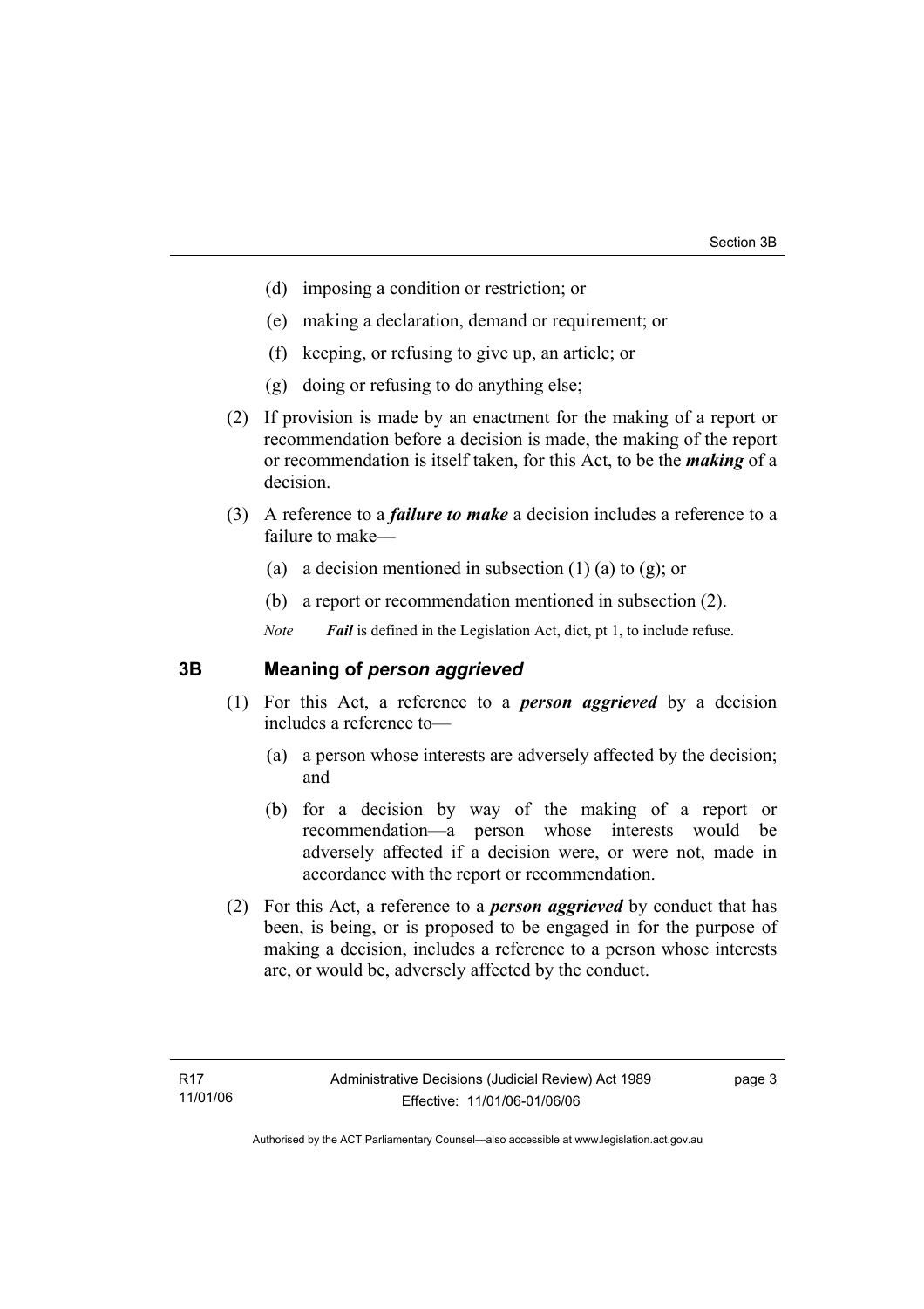(d) imposing a condition or restriction; or

(e) making a declaration, demand or requirement; or

(f) keeping, or refusing to give up, an article; or

(g) doing or refusing to do anything else;

(2) If provision is made by an enactment for the making of a report or recommendation before a decision is made, the making of the report or recommendation is itself taken, for this Act, to be the ***making*** of a decision.

(3) A reference to a ***failure to make*** a decision includes a reference to a failure to make—

(a) a decision mentioned in subsection (1) (a) to (g); or

(b) a report or recommendation mentioned in subsection (2).

*Note* ***Fail*** is defined in the Legislation Act, dict, pt 1, to include refuse.

## 3B Meaning of *person aggrieved*

(1) For this Act, a reference to a ***person aggrieved*** by a decision includes a reference to—

(a) a person whose interests are adversely affected by the decision; and

(b) for a decision by way of the making of a report or recommendation—a person whose interests would be adversely affected if a decision were, or were not, made in accordance with the report or recommendation.

(2) For this Act, a reference to a ***person aggrieved*** by conduct that has been, is being, or is proposed to be engaged in for the purpose of making a decision, includes a reference to a person whose interests are, or would be, adversely affected by the conduct.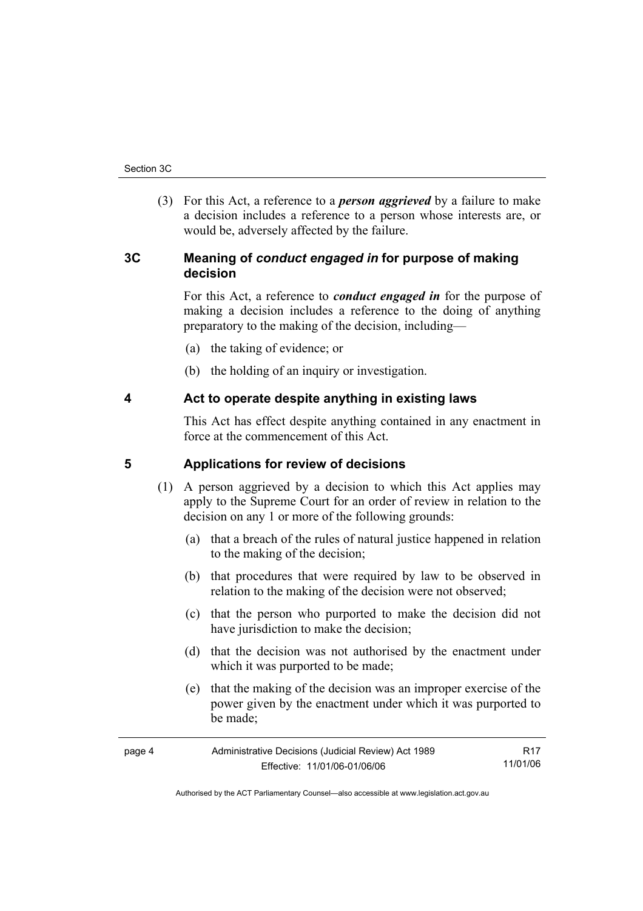(3) For this Act, a reference to a ***person aggrieved*** by a failure to make a decision includes a reference to a person whose interests are, or would be, adversely affected by the failure.

## 3C Meaning of *conduct engaged in* for purpose of making decision

For this Act, a reference to ***conduct engaged in*** for the purpose of making a decision includes a reference to the doing of anything preparatory to the making of the decision, including—

(a) the taking of evidence; or

(b) the holding of an inquiry or investigation.

## 4 Act to operate despite anything in existing laws

This Act has effect despite anything contained in any enactment in force at the commencement of this Act.

## 5 Applications for review of decisions

(1) A person aggrieved by a decision to which this Act applies may apply to the Supreme Court for an order of review in relation to the decision on any 1 or more of the following grounds:

(a) that a breach of the rules of natural justice happened in relation to the making of the decision;

(b) that procedures that were required by law to be observed in relation to the making of the decision were not observed;

(c) that the person who purported to make the decision did not have jurisdiction to make the decision;

(d) that the decision was not authorised by the enactment under which it was purported to be made;

(e) that the making of the decision was an improper exercise of the power given by the enactment under which it was purported to be made;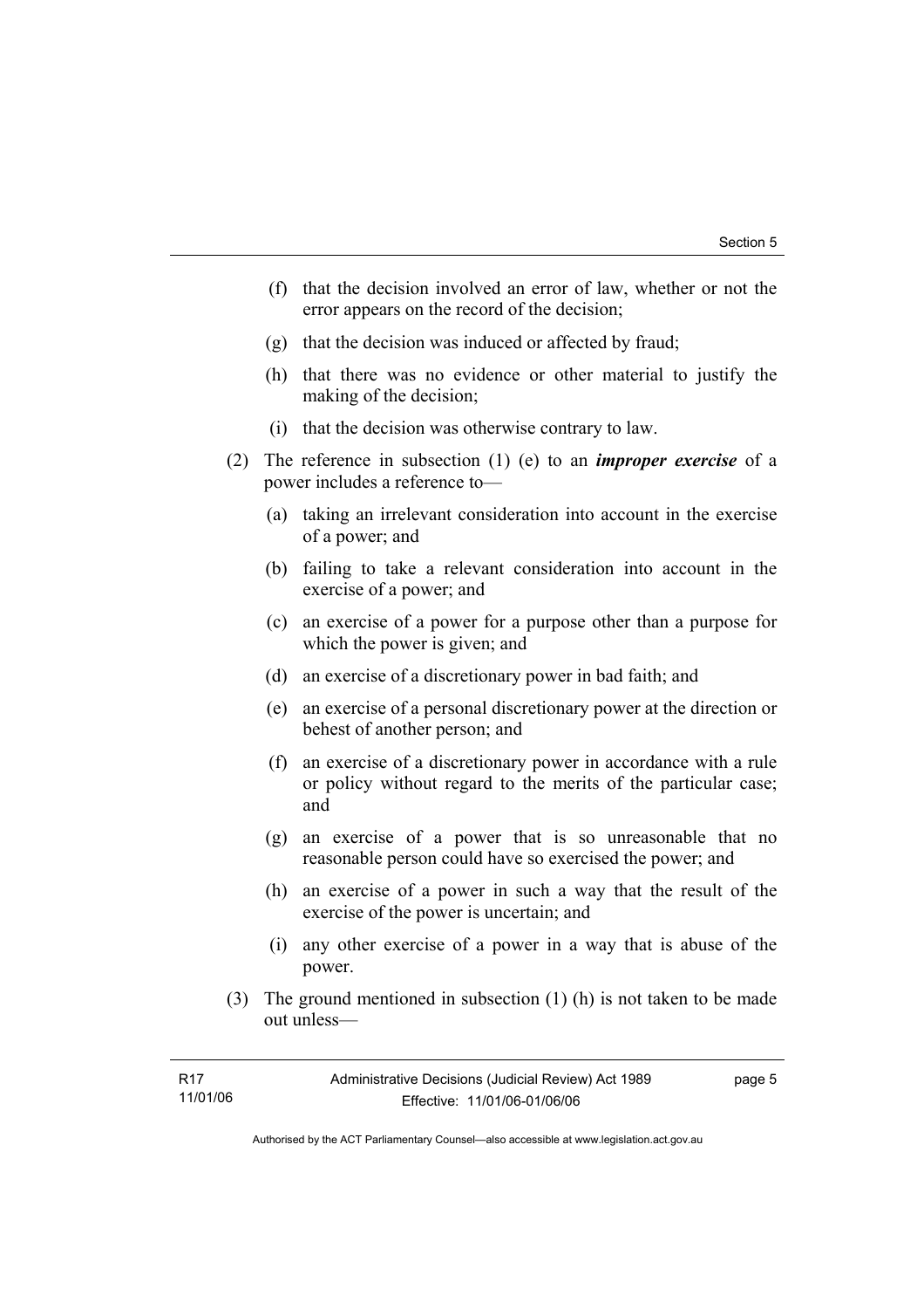(f) that the decision involved an error of law, whether or not the error appears on the record of the decision;

(g) that the decision was induced or affected by fraud;

(h) that there was no evidence or other material to justify the making of the decision;

(i) that the decision was otherwise contrary to law.

(2) The reference in subsection (1) (e) to an ***improper exercise*** of a power includes a reference to—

(a) taking an irrelevant consideration into account in the exercise of a power; and

(b) failing to take a relevant consideration into account in the exercise of a power; and

(c) an exercise of a power for a purpose other than a purpose for which the power is given; and

(d) an exercise of a discretionary power in bad faith; and

(e) an exercise of a personal discretionary power at the direction or behest of another person; and

(f) an exercise of a discretionary power in accordance with a rule or policy without regard to the merits of the particular case; and

(g) an exercise of a power that is so unreasonable that no reasonable person could have so exercised the power; and

(h) an exercise of a power in such a way that the result of the exercise of the power is uncertain; and

(i) any other exercise of a power in a way that is abuse of the power.

(3) The ground mentioned in subsection (1) (h) is not taken to be made out unless—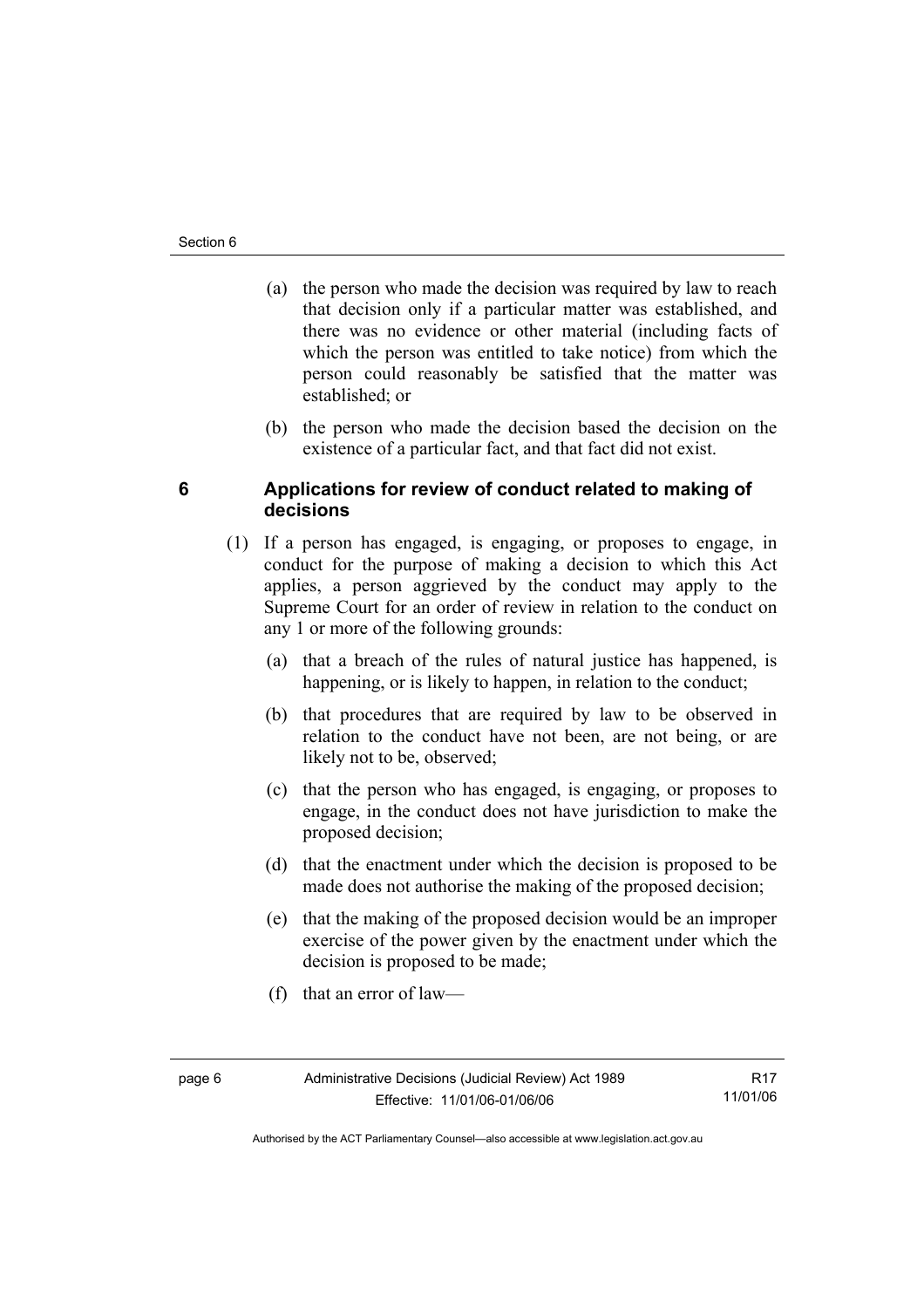(a) the person who made the decision was required by law to reach that decision only if a particular matter was established, and there was no evidence or other material (including facts of which the person was entitled to take notice) from which the person could reasonably be satisfied that the matter was established; or

(b) the person who made the decision based the decision on the existence of a particular fact, and that fact did not exist.

## 6 Applications for review of conduct related to making of decisions

(1) If a person has engaged, is engaging, or proposes to engage, in conduct for the purpose of making a decision to which this Act applies, a person aggrieved by the conduct may apply to the Supreme Court for an order of review in relation to the conduct on any 1 or more of the following grounds:

(a) that a breach of the rules of natural justice has happened, is happening, or is likely to happen, in relation to the conduct;

(b) that procedures that are required by law to be observed in relation to the conduct have not been, are not being, or are likely not to be, observed;

(c) that the person who has engaged, is engaging, or proposes to engage, in the conduct does not have jurisdiction to make the proposed decision;

(d) that the enactment under which the decision is proposed to be made does not authorise the making of the proposed decision;

(e) that the making of the proposed decision would be an improper exercise of the power given by the enactment under which the decision is proposed to be made;

(f) that an error of law—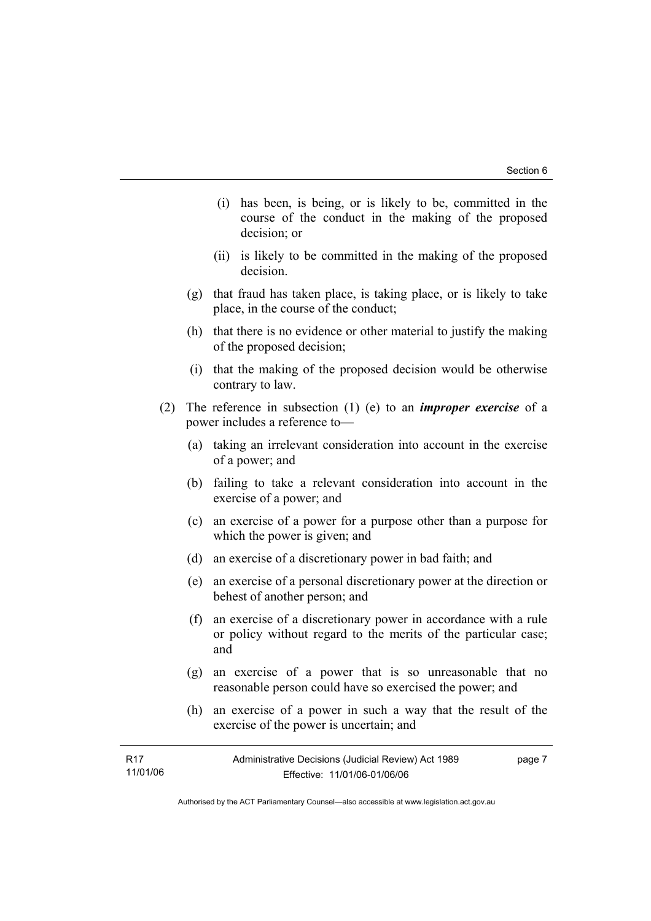(i) has been, is being, or is likely to be, committed in the course of the conduct in the making of the proposed decision; or

(ii) is likely to be committed in the making of the proposed decision.

(g) that fraud has taken place, is taking place, or is likely to take place, in the course of the conduct;

(h) that there is no evidence or other material to justify the making of the proposed decision;

(i) that the making of the proposed decision would be otherwise contrary to law.

(2) The reference in subsection (1) (e) to an ***improper exercise*** of a power includes a reference to—

(a) taking an irrelevant consideration into account in the exercise of a power; and

(b) failing to take a relevant consideration into account in the exercise of a power; and

(c) an exercise of a power for a purpose other than a purpose for which the power is given; and

(d) an exercise of a discretionary power in bad faith; and

(e) an exercise of a personal discretionary power at the direction or behest of another person; and

(f) an exercise of a discretionary power in accordance with a rule or policy without regard to the merits of the particular case; and

(g) an exercise of a power that is so unreasonable that no reasonable person could have so exercised the power; and

(h) an exercise of a power in such a way that the result of the exercise of the power is uncertain; and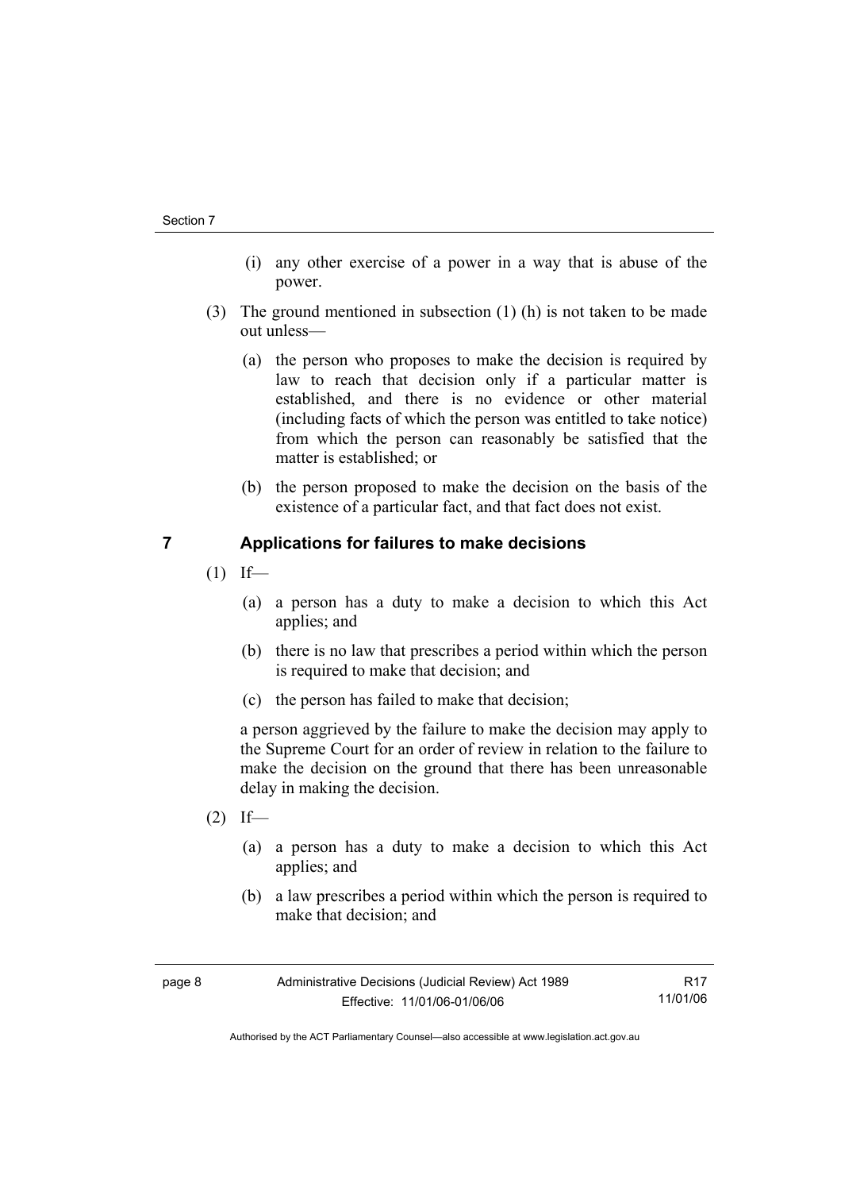(i) any other exercise of a power in a way that is abuse of the power.

(3) The ground mentioned in subsection (1) (h) is not taken to be made out unless—

(a) the person who proposes to make the decision is required by law to reach that decision only if a particular matter is established, and there is no evidence or other material (including facts of which the person was entitled to take notice) from which the person can reasonably be satisfied that the matter is established; or

(b) the person proposed to make the decision on the basis of the existence of a particular fact, and that fact does not exist.

## 7 Applications for failures to make decisions

(1) If—

(a) a person has a duty to make a decision to which this Act applies; and

(b) there is no law that prescribes a period within which the person is required to make that decision; and

(c) the person has failed to make that decision;

a person aggrieved by the failure to make the decision may apply to the Supreme Court for an order of review in relation to the failure to make the decision on the ground that there has been unreasonable delay in making the decision.

(2) If—

(a) a person has a duty to make a decision to which this Act applies; and

(b) a law prescribes a period within which the person is required to make that decision; and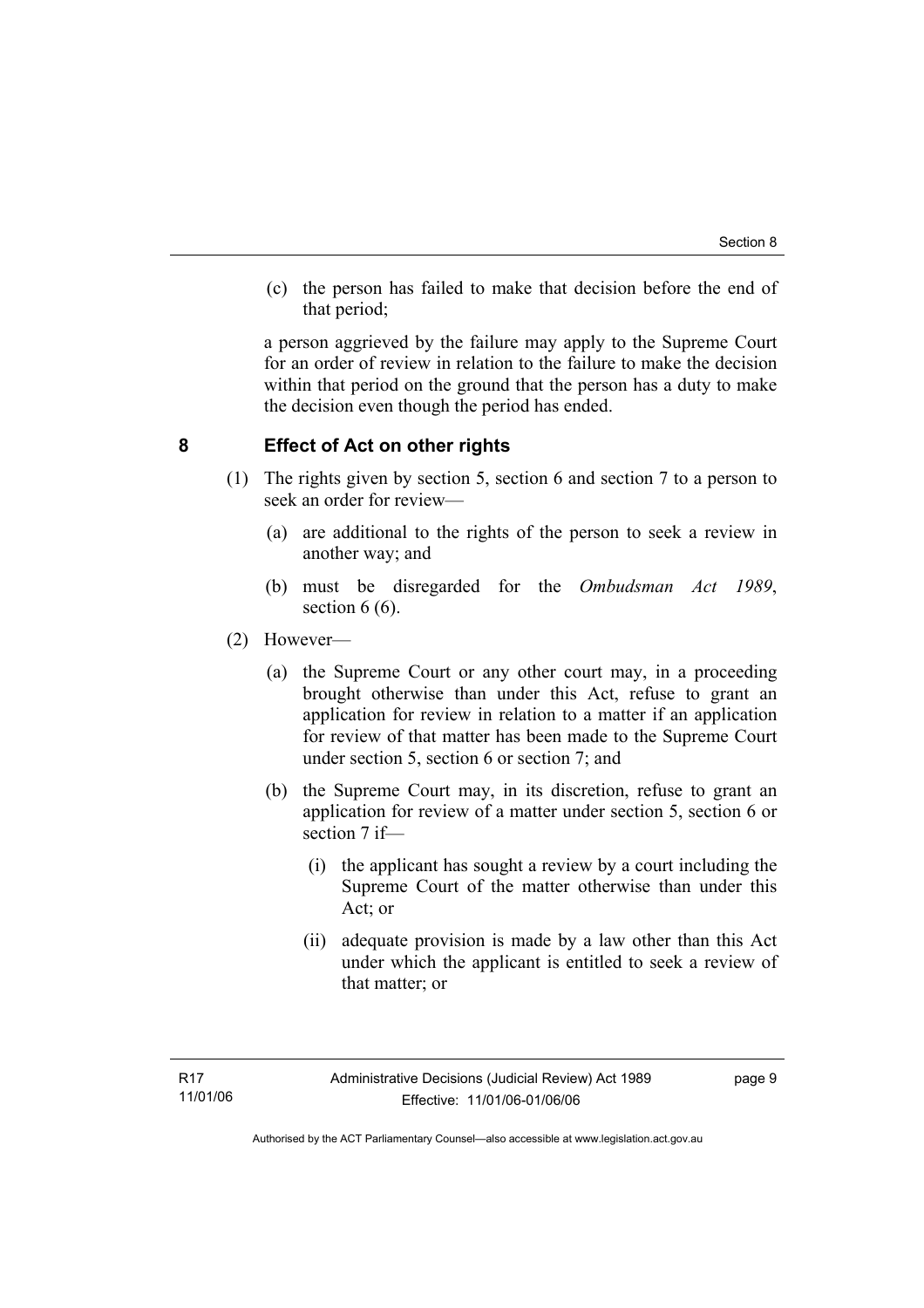(c) the person has failed to make that decision before the end of that period;

a person aggrieved by the failure may apply to the Supreme Court for an order of review in relation to the failure to make the decision within that period on the ground that the person has a duty to make the decision even though the period has ended.

## 8 Effect of Act on other rights

(1) The rights given by section 5, section 6 and section 7 to a person to seek an order for review—

(a) are additional to the rights of the person to seek a review in another way; and

(b) must be disregarded for the *Ombudsman Act 1989*, section 6 (6).

(2) However—

(a) the Supreme Court or any other court may, in a proceeding brought otherwise than under this Act, refuse to grant an application for review in relation to a matter if an application for review of that matter has been made to the Supreme Court under section 5, section 6 or section 7; and

(b) the Supreme Court may, in its discretion, refuse to grant an application for review of a matter under section 5, section 6 or section 7 if—

(i) the applicant has sought a review by a court including the Supreme Court of the matter otherwise than under this Act; or

(ii) adequate provision is made by a law other than this Act under which the applicant is entitled to seek a review of that matter; or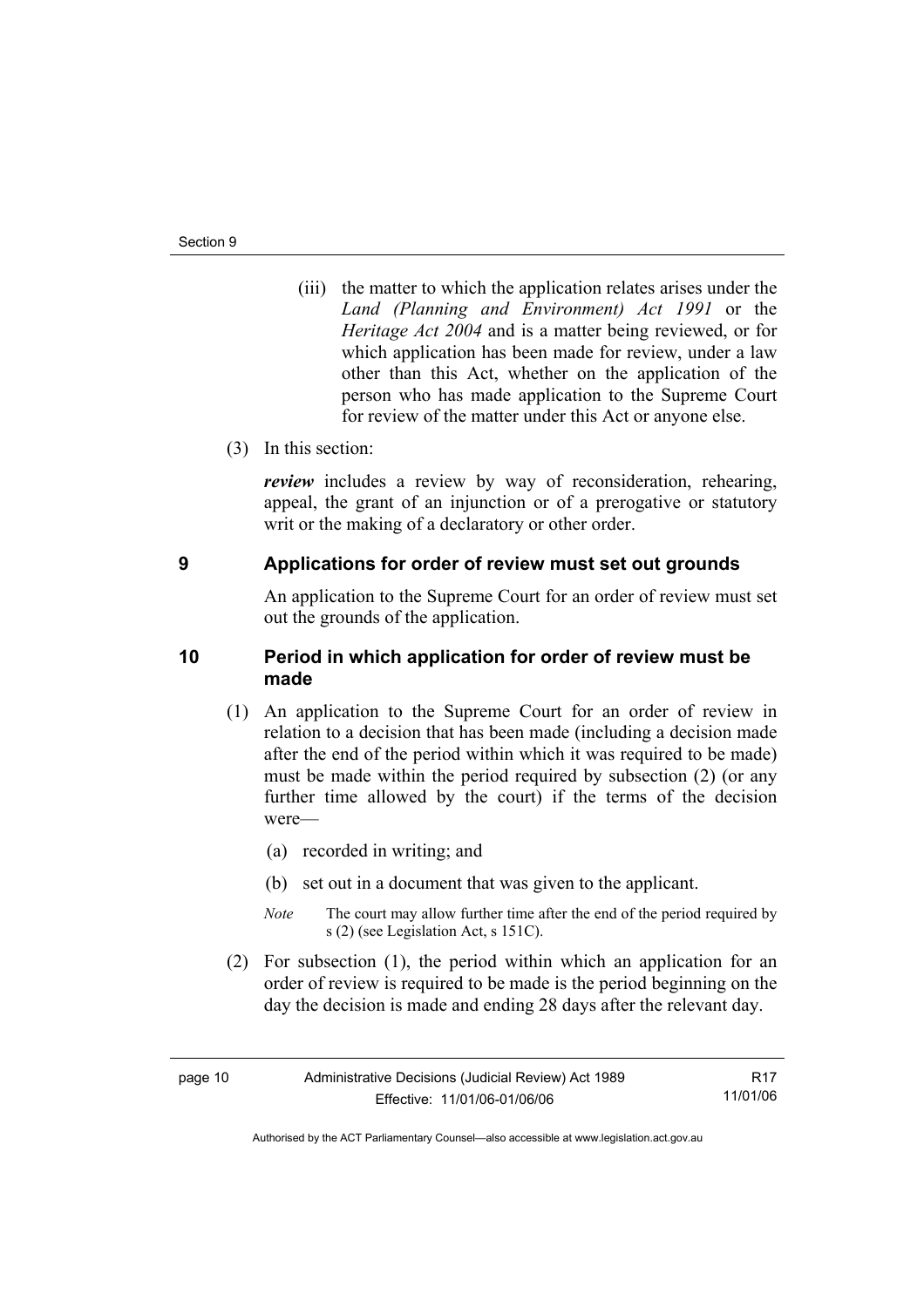(iii) the matter to which the application relates arises under the *Land (Planning and Environment) Act 1991* or the *Heritage Act 2004* and is a matter being reviewed, or for which application has been made for review, under a law other than this Act, whether on the application of the person who has made application to the Supreme Court for review of the matter under this Act or anyone else.

(3) In this section:

***review*** includes a review by way of reconsideration, rehearing, appeal, the grant of an injunction or of a prerogative or statutory writ or the making of a declaratory or other order.

## 9 Applications for order of review must set out grounds

An application to the Supreme Court for an order of review must set out the grounds of the application.

## 10 Period in which application for order of review must be made

(1) An application to the Supreme Court for an order of review in relation to a decision that has been made (including a decision made after the end of the period within which it was required to be made) must be made within the period required by subsection (2) (or any further time allowed by the court) if the terms of the decision were—

(a) recorded in writing; and

(b) set out in a document that was given to the applicant.

*Note* The court may allow further time after the end of the period required by s (2) (see Legislation Act, s 151C).

(2) For subsection (1), the period within which an application for an order of review is required to be made is the period beginning on the day the decision is made and ending 28 days after the relevant day.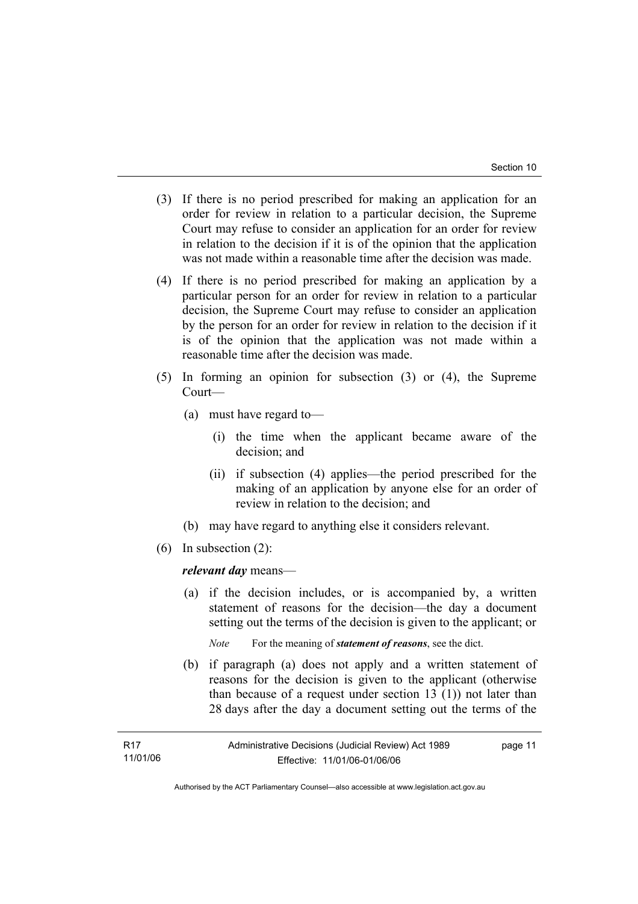(3) If there is no period prescribed for making an application for an order for review in relation to a particular decision, the Supreme Court may refuse to consider an application for an order for review in relation to the decision if it is of the opinion that the application was not made within a reasonable time after the decision was made.

(4) If there is no period prescribed for making an application by a particular person for an order for review in relation to a particular decision, the Supreme Court may refuse to consider an application by the person for an order for review in relation to the decision if it is of the opinion that the application was not made within a reasonable time after the decision was made.

(5) In forming an opinion for subsection (3) or (4), the Supreme Court—

(a) must have regard to—

(i) the time when the applicant became aware of the decision; and

(ii) if subsection (4) applies—the period prescribed for the making of an application by anyone else for an order of review in relation to the decision; and

(b) may have regard to anything else it considers relevant.

(6) In subsection (2):

***relevant day*** means—

(a) if the decision includes, or is accompanied by, a written statement of reasons for the decision—the day a document setting out the terms of the decision is given to the applicant; or

*Note* For the meaning of ***statement of reasons***, see the dict.

(b) if paragraph (a) does not apply and a written statement of reasons for the decision is given to the applicant (otherwise than because of a request under section 13 (1)) not later than 28 days after the day a document setting out the terms of the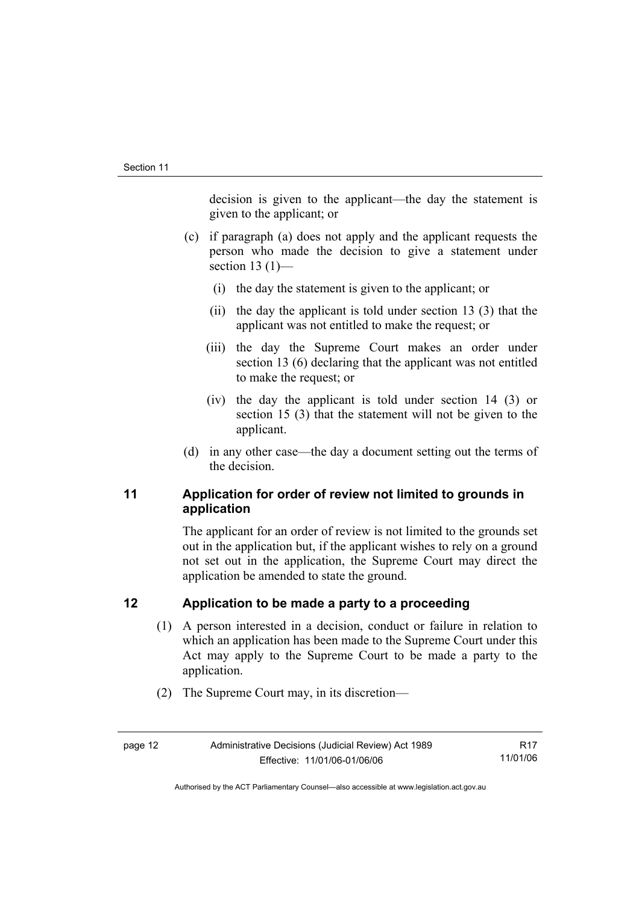decision is given to the applicant—the day the statement is given to the applicant; or

(c) if paragraph (a) does not apply and the applicant requests the person who made the decision to give a statement under section 13 (1)—

(i) the day the statement is given to the applicant; or

(ii) the day the applicant is told under section 13 (3) that the applicant was not entitled to make the request; or

(iii) the day the Supreme Court makes an order under section 13 (6) declaring that the applicant was not entitled to make the request; or

(iv) the day the applicant is told under section 14 (3) or section 15 (3) that the statement will not be given to the applicant.

(d) in any other case—the day a document setting out the terms of the decision.

## 11 Application for order of review not limited to grounds in application

The applicant for an order of review is not limited to the grounds set out in the application but, if the applicant wishes to rely on a ground not set out in the application, the Supreme Court may direct the application be amended to state the ground.

## 12 Application to be made a party to a proceeding

(1) A person interested in a decision, conduct or failure in relation to which an application has been made to the Supreme Court under this Act may apply to the Supreme Court to be made a party to the application.

(2) The Supreme Court may, in its discretion—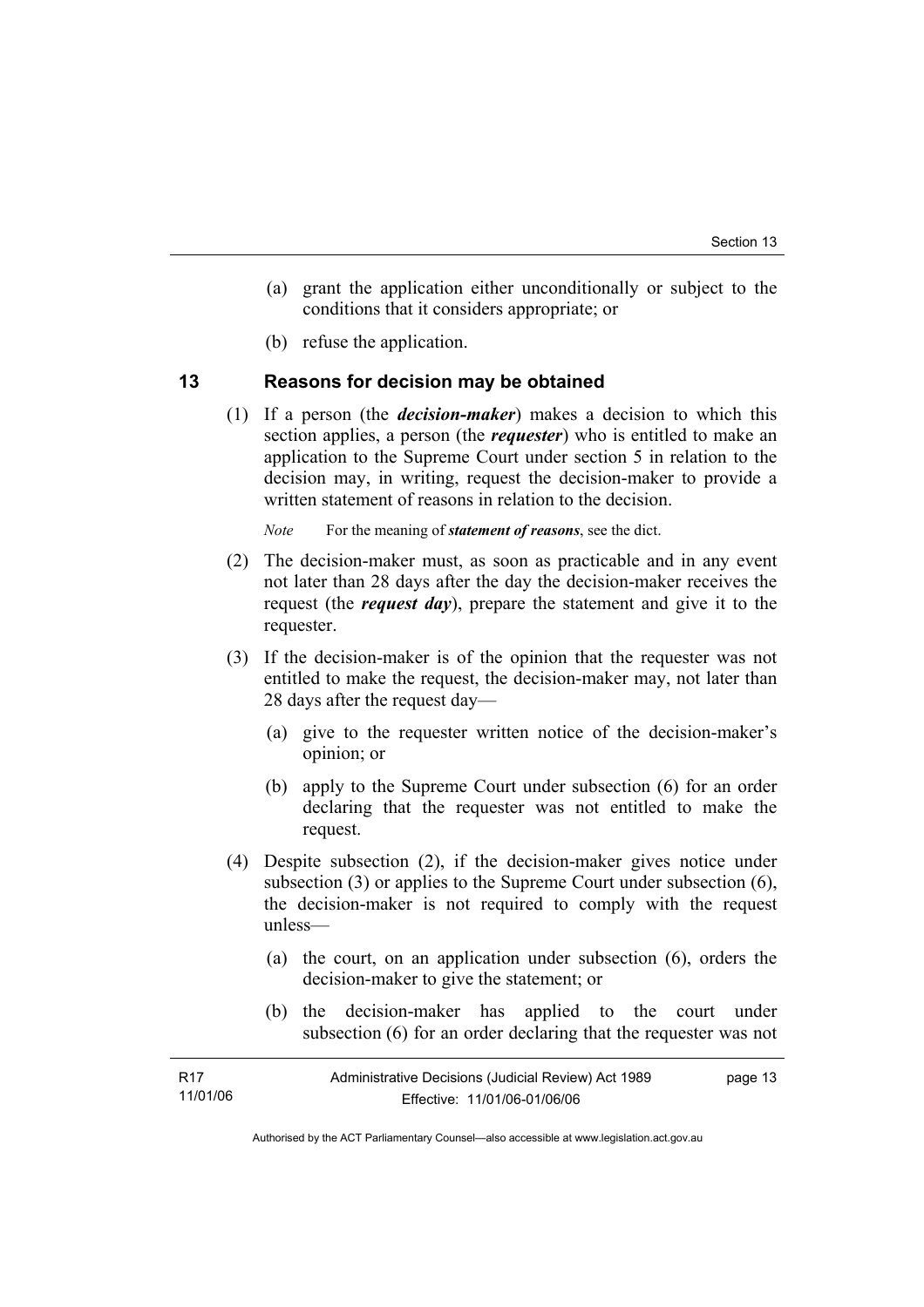(a) grant the application either unconditionally or subject to the conditions that it considers appropriate; or

(b) refuse the application.

## 13 Reasons for decision may be obtained

(1) If a person (the ***decision-maker***) makes a decision to which this section applies, a person (the ***requester***) who is entitled to make an application to the Supreme Court under section 5 in relation to the decision may, in writing, request the decision-maker to provide a written statement of reasons in relation to the decision.

*Note* For the meaning of ***statement of reasons***, see the dict.

(2) The decision-maker must, as soon as practicable and in any event not later than 28 days after the day the decision-maker receives the request (the ***request day***), prepare the statement and give it to the requester.

(3) If the decision-maker is of the opinion that the requester was not entitled to make the request, the decision-maker may, not later than 28 days after the request day—

(a) give to the requester written notice of the decision-maker's opinion; or

(b) apply to the Supreme Court under subsection (6) for an order declaring that the requester was not entitled to make the request.

(4) Despite subsection (2), if the decision-maker gives notice under subsection (3) or applies to the Supreme Court under subsection (6), the decision-maker is not required to comply with the request unless—

(a) the court, on an application under subsection (6), orders the decision-maker to give the statement; or

(b) the decision-maker has applied to the court under subsection (6) for an order declaring that the requester was not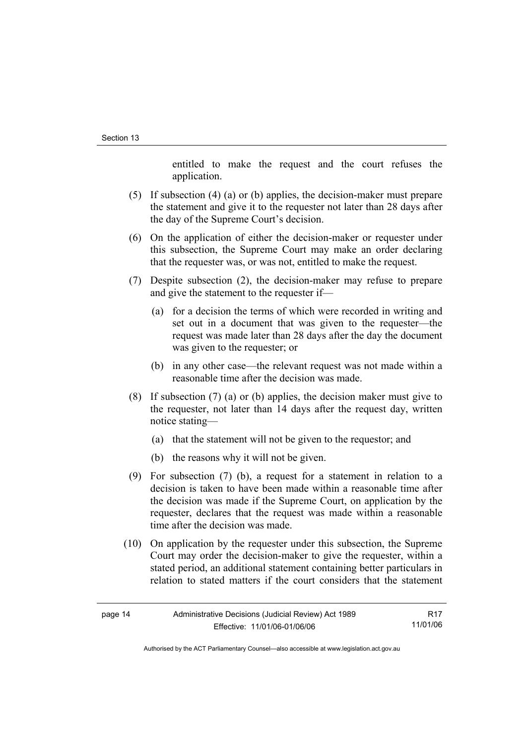entitled to make the request and the court refuses the application.

(5) If subsection (4) (a) or (b) applies, the decision-maker must prepare the statement and give it to the requester not later than 28 days after the day of the Supreme Court's decision.

(6) On the application of either the decision-maker or requester under this subsection, the Supreme Court may make an order declaring that the requester was, or was not, entitled to make the request.

(7) Despite subsection (2), the decision-maker may refuse to prepare and give the statement to the requester if—

(a) for a decision the terms of which were recorded in writing and set out in a document that was given to the requester—the request was made later than 28 days after the day the document was given to the requester; or

(b) in any other case—the relevant request was not made within a reasonable time after the decision was made.

(8) If subsection (7) (a) or (b) applies, the decision maker must give to the requester, not later than 14 days after the request day, written notice stating—

(a) that the statement will not be given to the requestor; and

(b) the reasons why it will not be given.

(9) For subsection (7) (b), a request for a statement in relation to a decision is taken to have been made within a reasonable time after the decision was made if the Supreme Court, on application by the requester, declares that the request was made within a reasonable time after the decision was made.

(10) On application by the requester under this subsection, the Supreme Court may order the decision-maker to give the requester, within a stated period, an additional statement containing better particulars in relation to stated matters if the court considers that the statement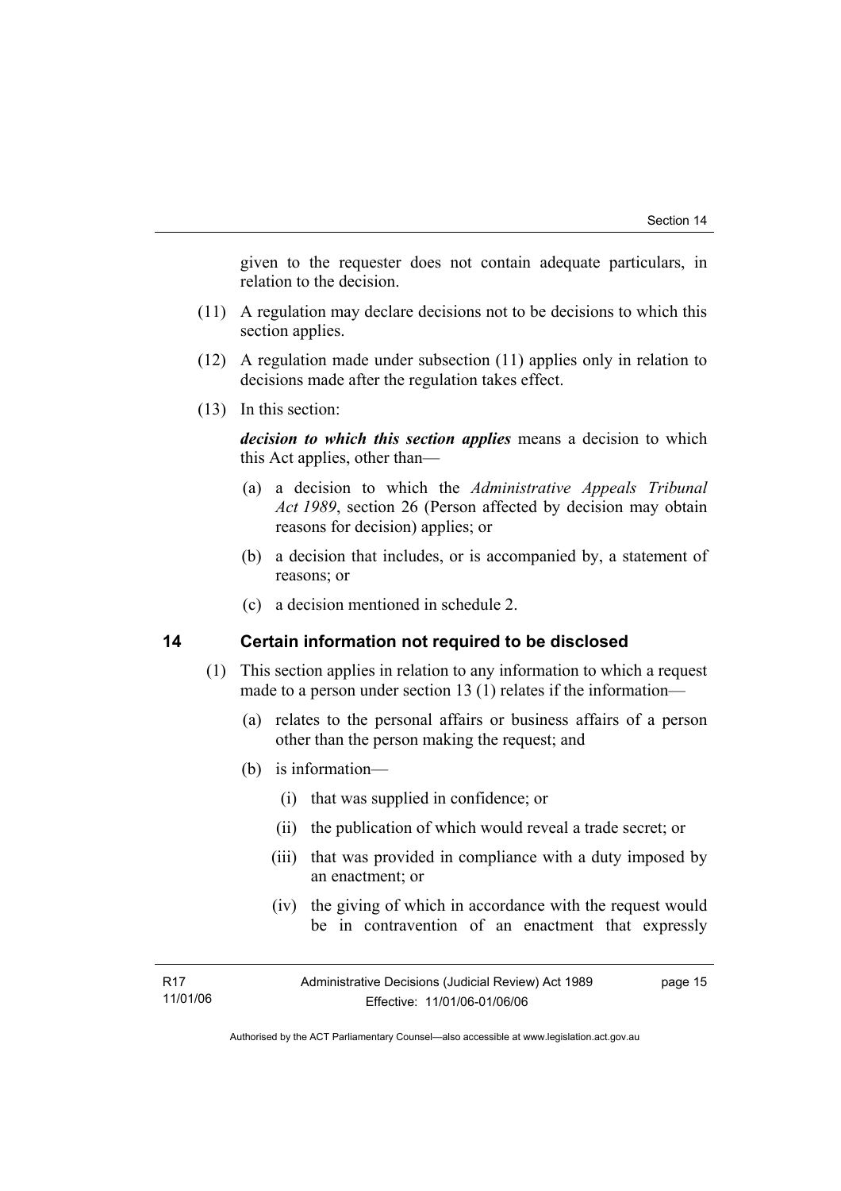given to the requester does not contain adequate particulars, in relation to the decision.

(11) A regulation may declare decisions not to be decisions to which this section applies.

(12) A regulation made under subsection (11) applies only in relation to decisions made after the regulation takes effect.

(13) In this section:

***decision to which this section applies*** means a decision to which this Act applies, other than—

(a) a decision to which the *Administrative Appeals Tribunal Act 1989*, section 26 (Person affected by decision may obtain reasons for decision) applies; or

(b) a decision that includes, or is accompanied by, a statement of reasons; or

(c) a decision mentioned in schedule 2.

## 14 Certain information not required to be disclosed

(1) This section applies in relation to any information to which a request made to a person under section 13 (1) relates if the information—

(a) relates to the personal affairs or business affairs of a person other than the person making the request; and

(b) is information—

(i) that was supplied in confidence; or

(ii) the publication of which would reveal a trade secret; or

(iii) that was provided in compliance with a duty imposed by an enactment; or

(iv) the giving of which in accordance with the request would be in contravention of an enactment that expressly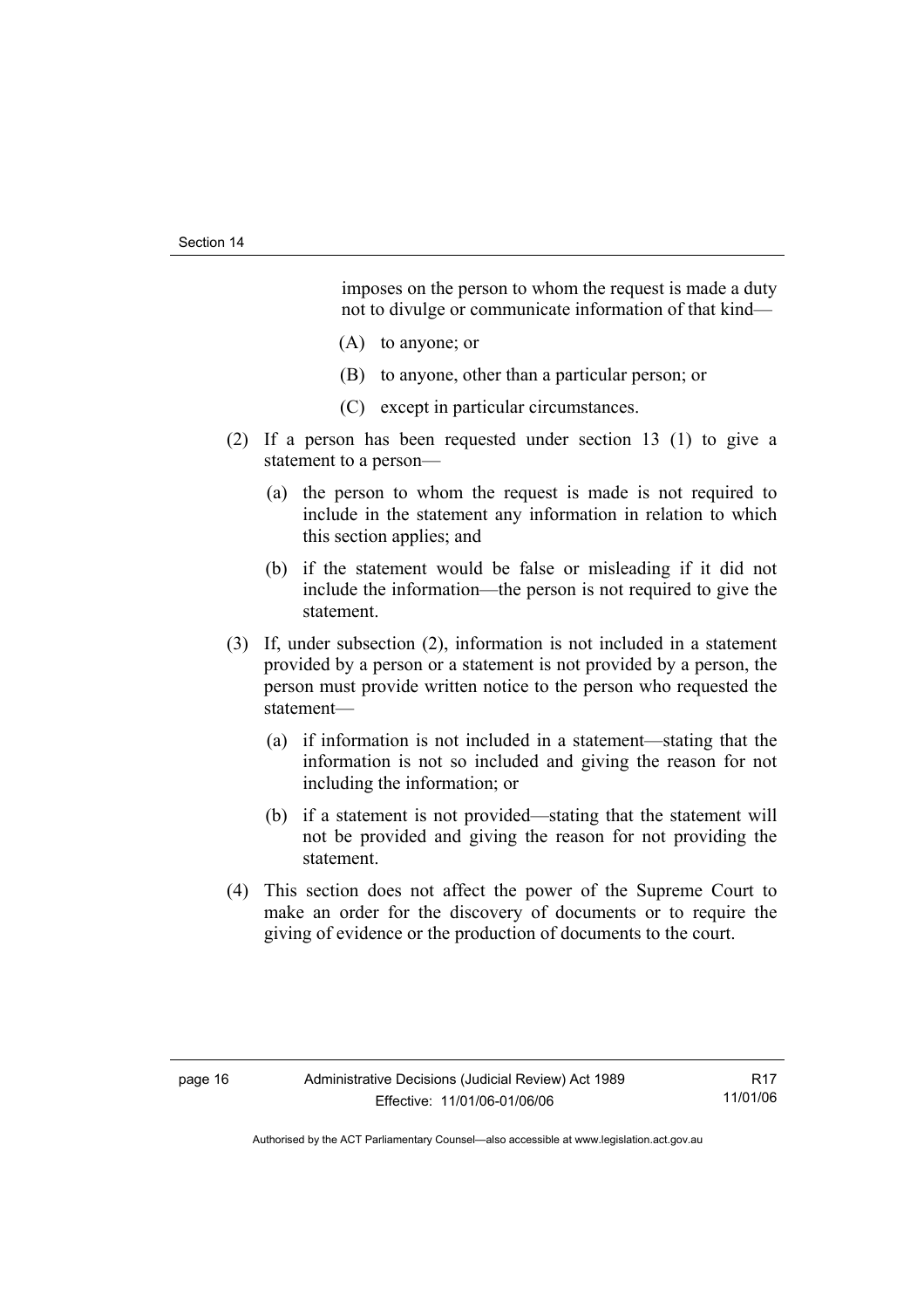imposes on the person to whom the request is made a duty not to divulge or communicate information of that kind—

(A) to anyone; or

(B) to anyone, other than a particular person; or

(C) except in particular circumstances.

(2) If a person has been requested under section 13 (1) to give a statement to a person—

(a) the person to whom the request is made is not required to include in the statement any information in relation to which this section applies; and

(b) if the statement would be false or misleading if it did not include the information—the person is not required to give the statement.

(3) If, under subsection (2), information is not included in a statement provided by a person or a statement is not provided by a person, the person must provide written notice to the person who requested the statement—

(a) if information is not included in a statement—stating that the information is not so included and giving the reason for not including the information; or

(b) if a statement is not provided—stating that the statement will not be provided and giving the reason for not providing the statement.

(4) This section does not affect the power of the Supreme Court to make an order for the discovery of documents or to require the giving of evidence or the production of documents to the court.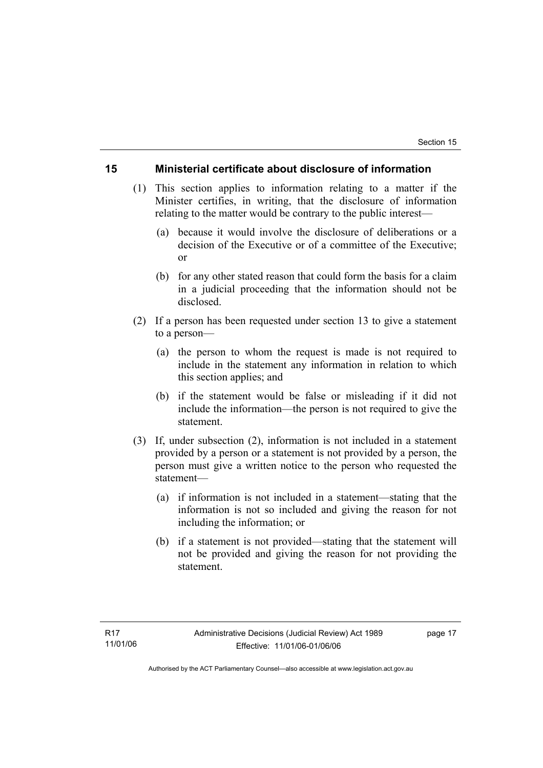## 15 Ministerial certificate about disclosure of information

(1) This section applies to information relating to a matter if the Minister certifies, in writing, that the disclosure of information relating to the matter would be contrary to the public interest—

(a) because it would involve the disclosure of deliberations or a decision of the Executive or of a committee of the Executive; or

(b) for any other stated reason that could form the basis for a claim in a judicial proceeding that the information should not be disclosed.

(2) If a person has been requested under section 13 to give a statement to a person—

(a) the person to whom the request is made is not required to include in the statement any information in relation to which this section applies; and

(b) if the statement would be false or misleading if it did not include the information—the person is not required to give the statement.

(3) If, under subsection (2), information is not included in a statement provided by a person or a statement is not provided by a person, the person must give a written notice to the person who requested the statement—

(a) if information is not included in a statement—stating that the information is not so included and giving the reason for not including the information; or

(b) if a statement is not provided—stating that the statement will not be provided and giving the reason for not providing the statement.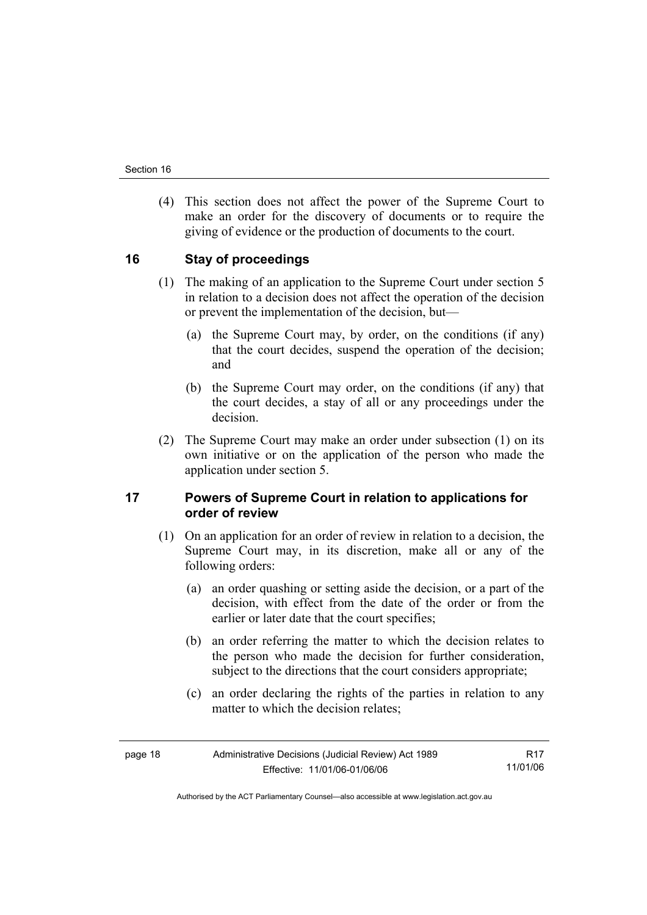(4) This section does not affect the power of the Supreme Court to make an order for the discovery of documents or to require the giving of evidence or the production of documents to the court.

## 16 Stay of proceedings

(1) The making of an application to the Supreme Court under section 5 in relation to a decision does not affect the operation of the decision or prevent the implementation of the decision, but—

(a) the Supreme Court may, by order, on the conditions (if any) that the court decides, suspend the operation of the decision; and

(b) the Supreme Court may order, on the conditions (if any) that the court decides, a stay of all or any proceedings under the decision.

(2) The Supreme Court may make an order under subsection (1) on its own initiative or on the application of the person who made the application under section 5.

## 17 Powers of Supreme Court in relation to applications for order of review

(1) On an application for an order of review in relation to a decision, the Supreme Court may, in its discretion, make all or any of the following orders:

(a) an order quashing or setting aside the decision, or a part of the decision, with effect from the date of the order or from the earlier or later date that the court specifies;

(b) an order referring the matter to which the decision relates to the person who made the decision for further consideration, subject to the directions that the court considers appropriate;

(c) an order declaring the rights of the parties in relation to any matter to which the decision relates;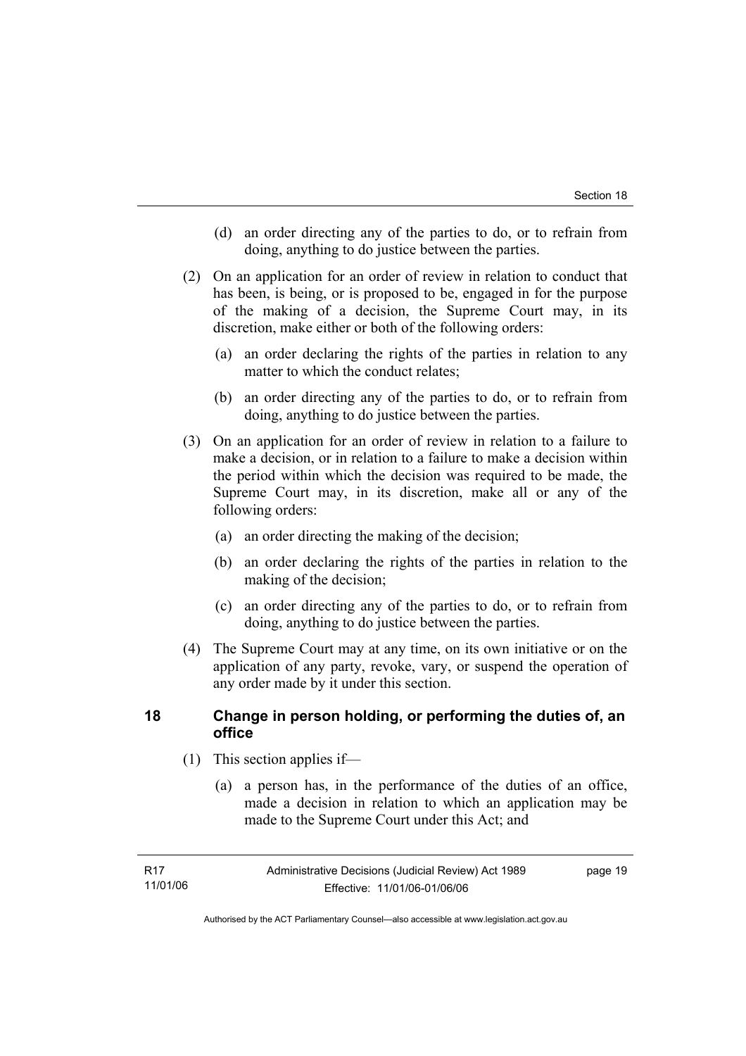(d) an order directing any of the parties to do, or to refrain from doing, anything to do justice between the parties.

(2) On an application for an order of review in relation to conduct that has been, is being, or is proposed to be, engaged in for the purpose of the making of a decision, the Supreme Court may, in its discretion, make either or both of the following orders:

(a) an order declaring the rights of the parties in relation to any matter to which the conduct relates;

(b) an order directing any of the parties to do, or to refrain from doing, anything to do justice between the parties.

(3) On an application for an order of review in relation to a failure to make a decision, or in relation to a failure to make a decision within the period within which the decision was required to be made, the Supreme Court may, in its discretion, make all or any of the following orders:

(a) an order directing the making of the decision;

(b) an order declaring the rights of the parties in relation to the making of the decision;

(c) an order directing any of the parties to do, or to refrain from doing, anything to do justice between the parties.

(4) The Supreme Court may at any time, on its own initiative or on the application of any party, revoke, vary, or suspend the operation of any order made by it under this section.

## 18 Change in person holding, or performing the duties of, an office

(1) This section applies if—

(a) a person has, in the performance of the duties of an office, made a decision in relation to which an application may be made to the Supreme Court under this Act; and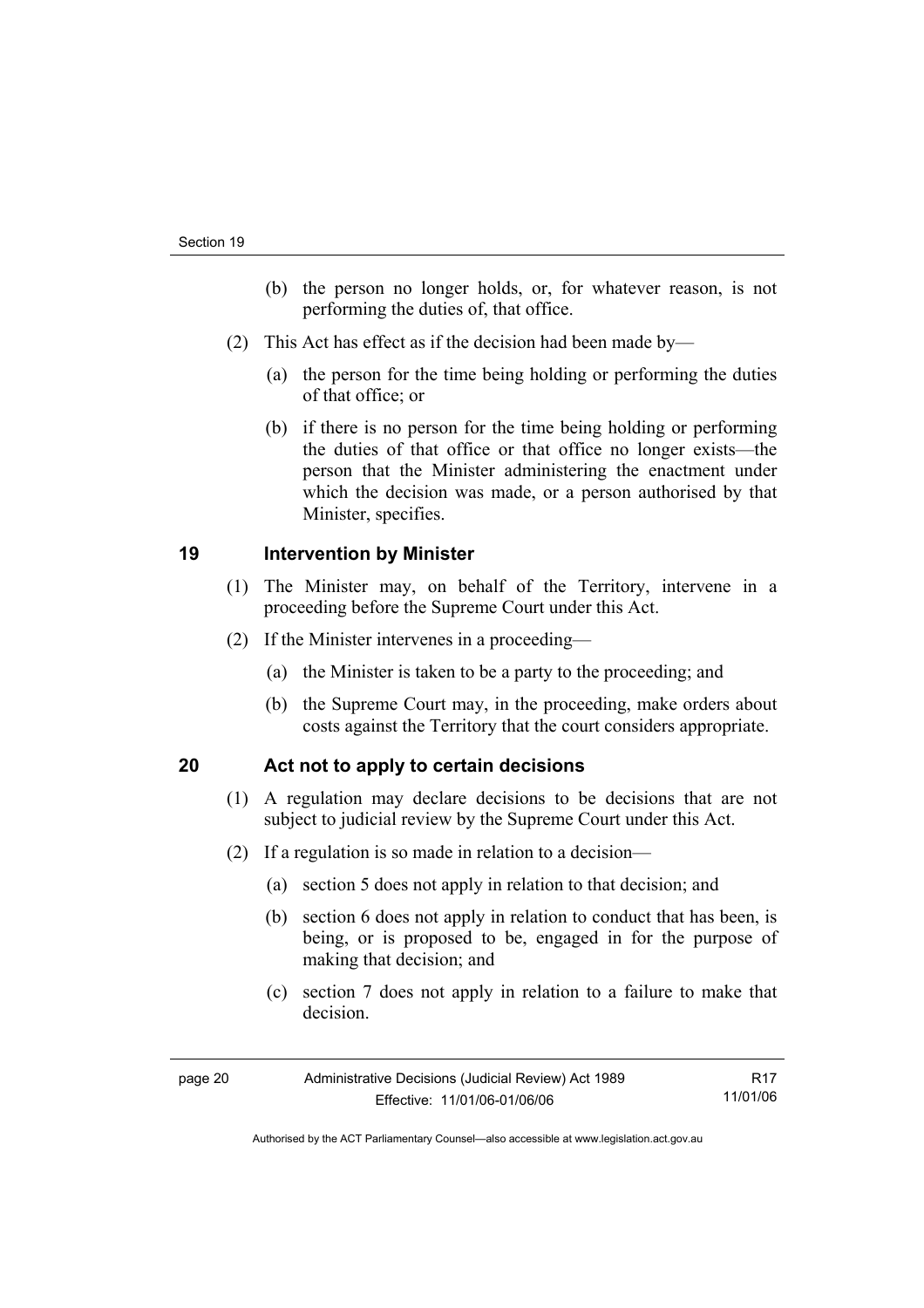(b) the person no longer holds, or, for whatever reason, is not performing the duties of, that office.

(2) This Act has effect as if the decision had been made by—

(a) the person for the time being holding or performing the duties of that office; or

(b) if there is no person for the time being holding or performing the duties of that office or that office no longer exists—the person that the Minister administering the enactment under which the decision was made, or a person authorised by that Minister, specifies.

## 19 Intervention by Minister

(1) The Minister may, on behalf of the Territory, intervene in a proceeding before the Supreme Court under this Act.

(2) If the Minister intervenes in a proceeding—

(a) the Minister is taken to be a party to the proceeding; and

(b) the Supreme Court may, in the proceeding, make orders about costs against the Territory that the court considers appropriate.

## 20 Act not to apply to certain decisions

(1) A regulation may declare decisions to be decisions that are not subject to judicial review by the Supreme Court under this Act.

(2) If a regulation is so made in relation to a decision—

(a) section 5 does not apply in relation to that decision; and

(b) section 6 does not apply in relation to conduct that has been, is being, or is proposed to be, engaged in for the purpose of making that decision; and

(c) section 7 does not apply in relation to a failure to make that decision.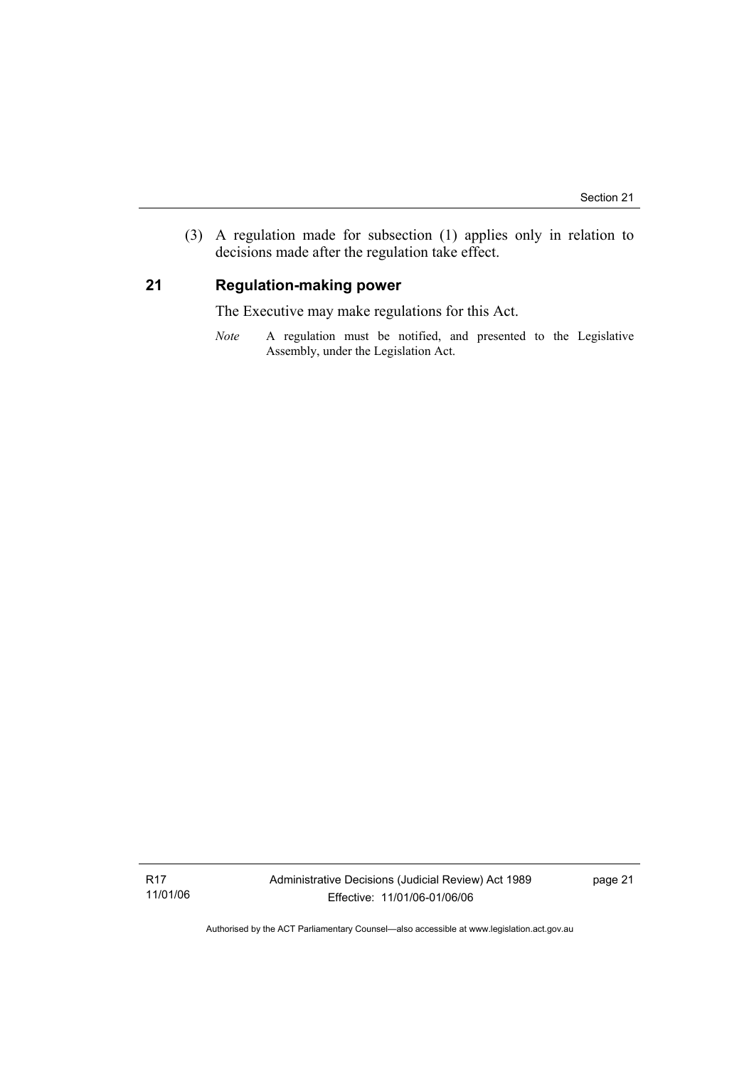(3) A regulation made for subsection (1) applies only in relation to decisions made after the regulation take effect.

## 21 Regulation-making power

The Executive may make regulations for this Act.

*Note* A regulation must be notified, and presented to the Legislative Assembly, under the Legislation Act.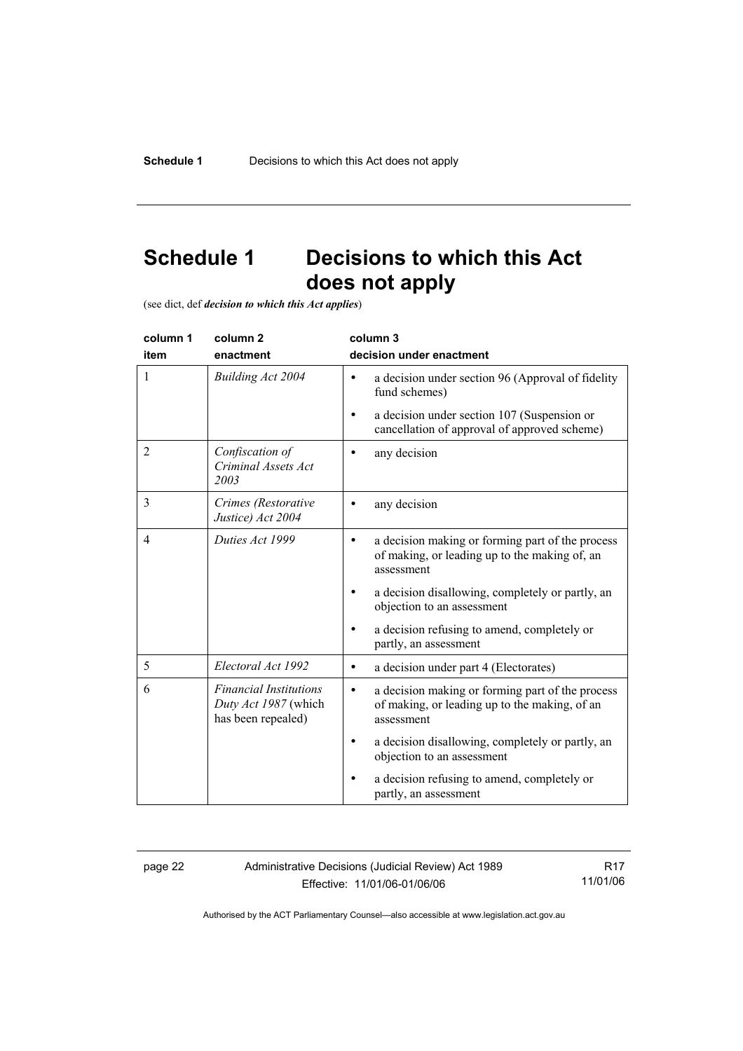# Schedule 1 Decisions to which this Act does not apply

(see dict, def ***decision to which this Act applies***)

| column 1 item | column 2 enactment | column 3 decision under enactment |
|---|---|---|
| 1 | *Building Act 2004* | • a decision under section 96 (Approval of fidelity fund schemes)<br>• a decision under section 107 (Suspension or cancellation of approval of approved scheme) |
| 2 | *Confiscation of Criminal Assets Act 2003* | • any decision |
| 3 | *Crimes (Restorative Justice) Act 2004* | • any decision |
| 4 | *Duties Act 1999* | • a decision making or forming part of the process of making, or leading up to the making of, an assessment<br>• a decision disallowing, completely or partly, an objection to an assessment<br>• a decision refusing to amend, completely or partly, an assessment |
| 5 | *Electoral Act 1992* | • a decision under part 4 (Electorates) |
| 6 | *Financial Institutions Duty Act 1987* (which has been repealed) | • a decision making or forming part of the process of making, or leading up to the making, of an assessment<br>• a decision disallowing, completely or partly, an objection to an assessment<br>• a decision refusing to amend, completely or partly, an assessment |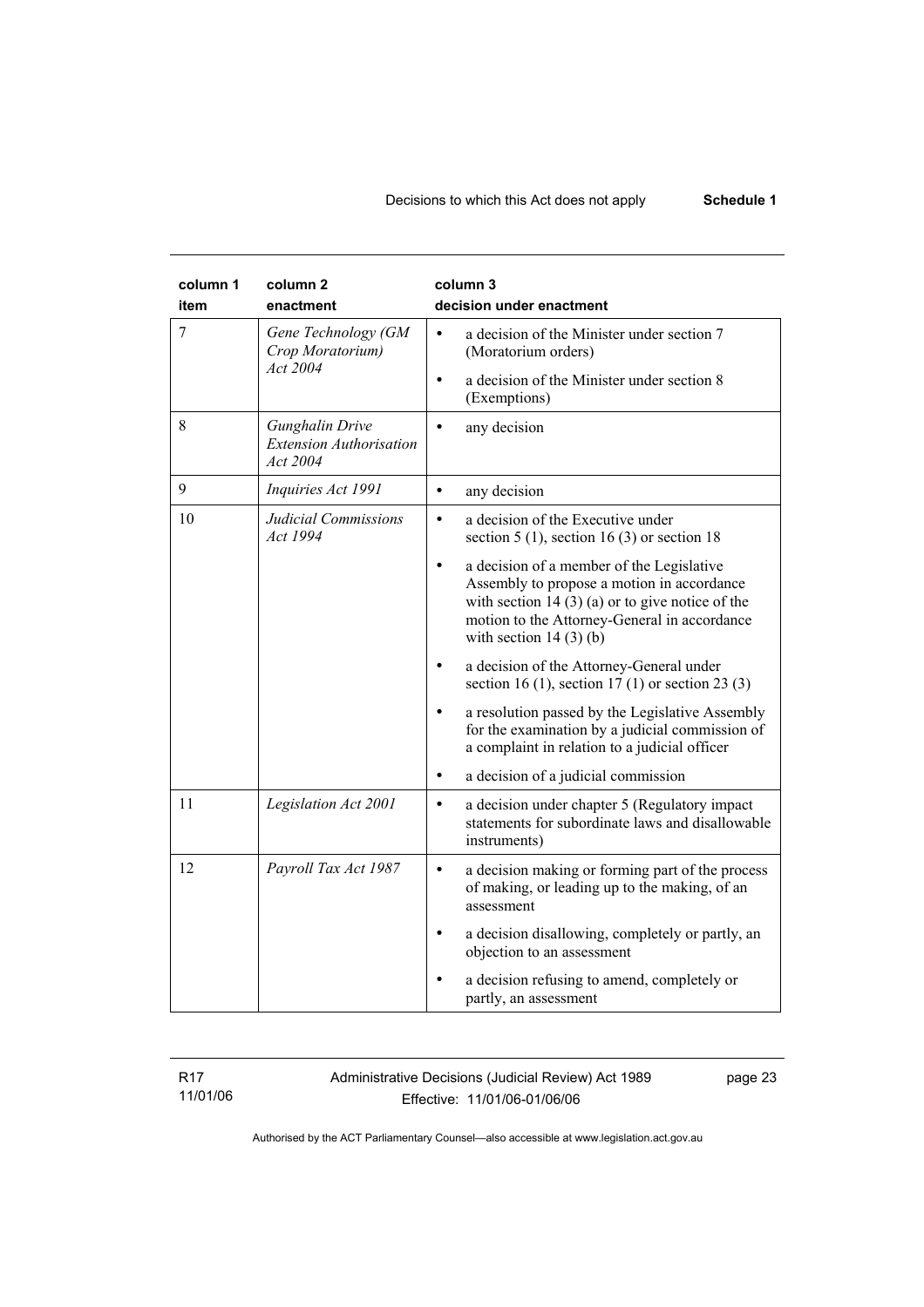| column 1 item | column 2 enactment | column 3 decision under enactment |
|---|---|---|
| 7 | *Gene Technology (GM Crop Moratorium) Act 2004* | • a decision of the Minister under section 7 (Moratorium orders)<br>• a decision of the Minister under section 8 (Exemptions) |
| 8 | *Gunghalin Drive Extension Authorisation Act 2004* | • any decision |
| 9 | *Inquiries Act 1991* | • any decision |
| 10 | *Judicial Commissions Act 1994* | • a decision of the Executive under section 5 (1), section 16 (3) or section 18<br>• a decision of a member of the Legislative Assembly to propose a motion in accordance with section 14 (3) (a) or to give notice of the motion to the Attorney-General in accordance with section 14 (3) (b)<br>• a decision of the Attorney-General under section 16 (1), section 17 (1) or section 23 (3)<br>• a resolution passed by the Legislative Assembly for the examination by a judicial commission of a complaint in relation to a judicial officer<br>• a decision of a judicial commission |
| 11 | *Legislation Act 2001* | • a decision under chapter 5 (Regulatory impact statements for subordinate laws and disallowable instruments) |
| 12 | *Payroll Tax Act 1987* | • a decision making or forming part of the process of making, or leading up to the making, of an assessment<br>• a decision disallowing, completely or partly, an objection to an assessment<br>• a decision refusing to amend, completely or partly, an assessment |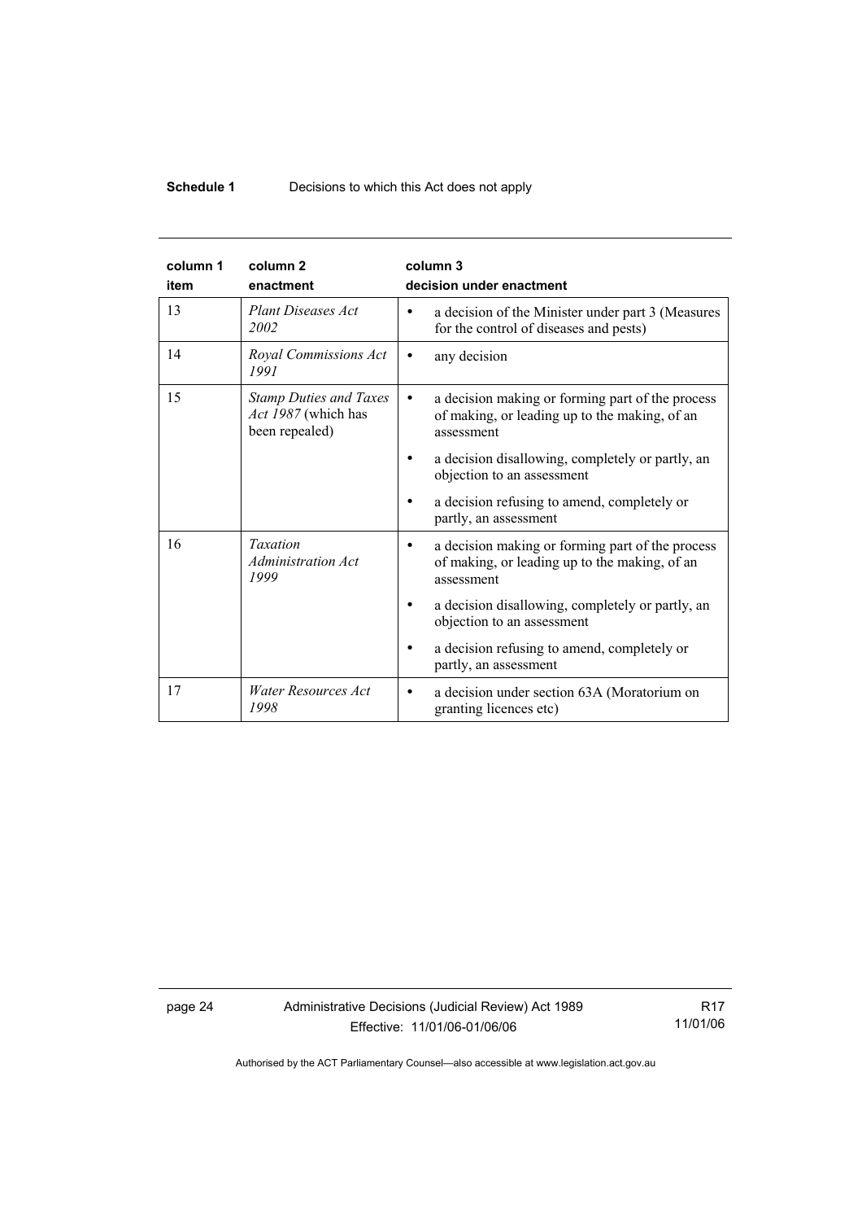| column 1<br>item | column 2<br>enactment | column 3<br>decision under enactment |
|---|---|---|
| 13 | *Plant Diseases Act 2002* | • a decision of the Minister under part 3 (Measures for the control of diseases and pests) |
| 14 | *Royal Commissions Act 1991* | • any decision |
| 15 | *Stamp Duties and Taxes Act 1987* (which has been repealed) | • a decision making or forming part of the process of making, or leading up to the making, of an assessment<br>• a decision disallowing, completely or partly, an objection to an assessment<br>• a decision refusing to amend, completely or partly, an assessment |
| 16 | *Taxation Administration Act 1999* | • a decision making or forming part of the process of making, or leading up to the making, of an assessment<br>• a decision disallowing, completely or partly, an objection to an assessment<br>• a decision refusing to amend, completely or partly, an assessment |
| 17 | *Water Resources Act 1998* | • a decision under section 63A (Moratorium on granting licences etc) |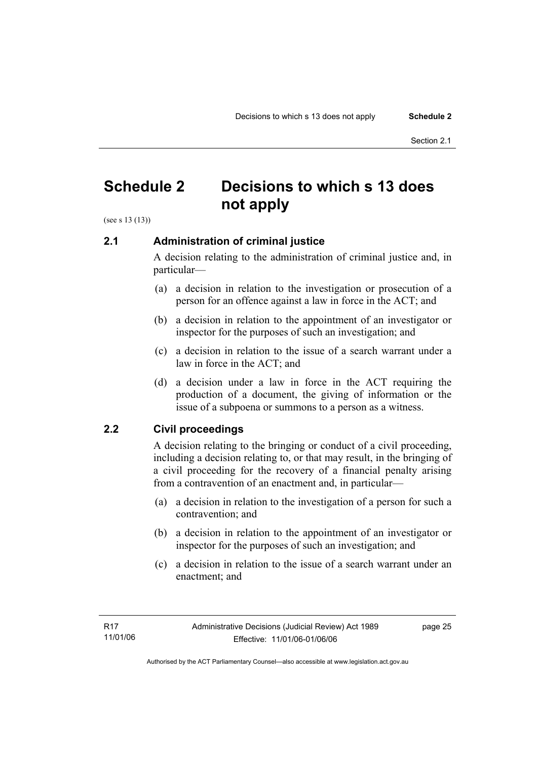# Schedule 2 Decisions to which s 13 does not apply

(see s 13 (13))

## 2.1 Administration of criminal justice

A decision relating to the administration of criminal justice and, in particular—

(a) a decision in relation to the investigation or prosecution of a person for an offence against a law in force in the ACT; and

(b) a decision in relation to the appointment of an investigator or inspector for the purposes of such an investigation; and

(c) a decision in relation to the issue of a search warrant under a law in force in the ACT; and

(d) a decision under a law in force in the ACT requiring the production of a document, the giving of information or the issue of a subpoena or summons to a person as a witness.

## 2.2 Civil proceedings

A decision relating to the bringing or conduct of a civil proceeding, including a decision relating to, or that may result, in the bringing of a civil proceeding for the recovery of a financial penalty arising from a contravention of an enactment and, in particular—

(a) a decision in relation to the investigation of a person for such a contravention; and

(b) a decision in relation to the appointment of an investigator or inspector for the purposes of such an investigation; and

(c) a decision in relation to the issue of a search warrant under an enactment; and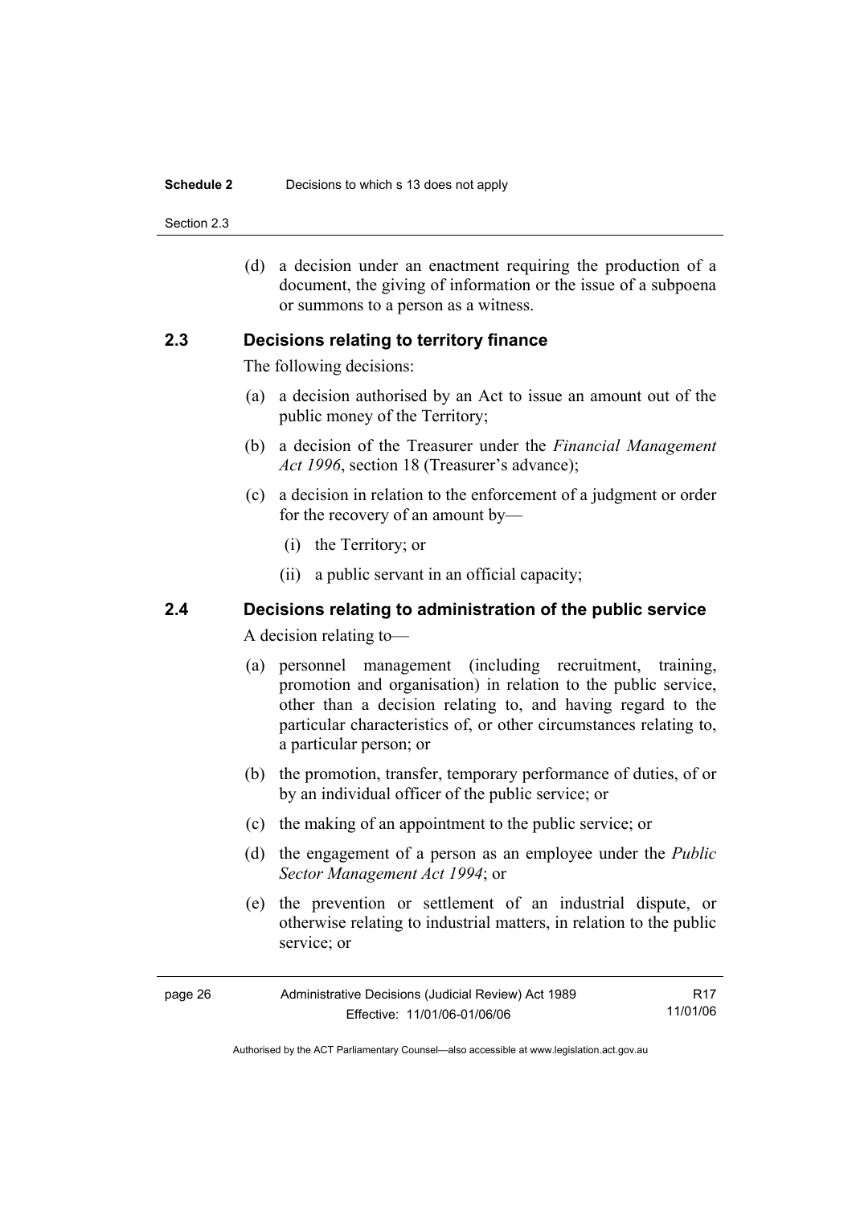(d) a decision under an enactment requiring the production of a document, the giving of information or the issue of a subpoena or summons to a person as a witness.

### 2.3 Decisions relating to territory finance

The following decisions:

(a) a decision authorised by an Act to issue an amount out of the public money of the Territory;

(b) a decision of the Treasurer under the *Financial Management Act 1996*, section 18 (Treasurer's advance);

(c) a decision in relation to the enforcement of a judgment or order for the recovery of an amount by—

(i) the Territory; or

(ii) a public servant in an official capacity;

### 2.4 Decisions relating to administration of the public service

A decision relating to—

(a) personnel management (including recruitment, training, promotion and organisation) in relation to the public service, other than a decision relating to, and having regard to the particular characteristics of, or other circumstances relating to, a particular person; or

(b) the promotion, transfer, temporary performance of duties, of or by an individual officer of the public service; or

(c) the making of an appointment to the public service; or

(d) the engagement of a person as an employee under the *Public Sector Management Act 1994*; or

(e) the prevention or settlement of an industrial dispute, or otherwise relating to industrial matters, in relation to the public service; or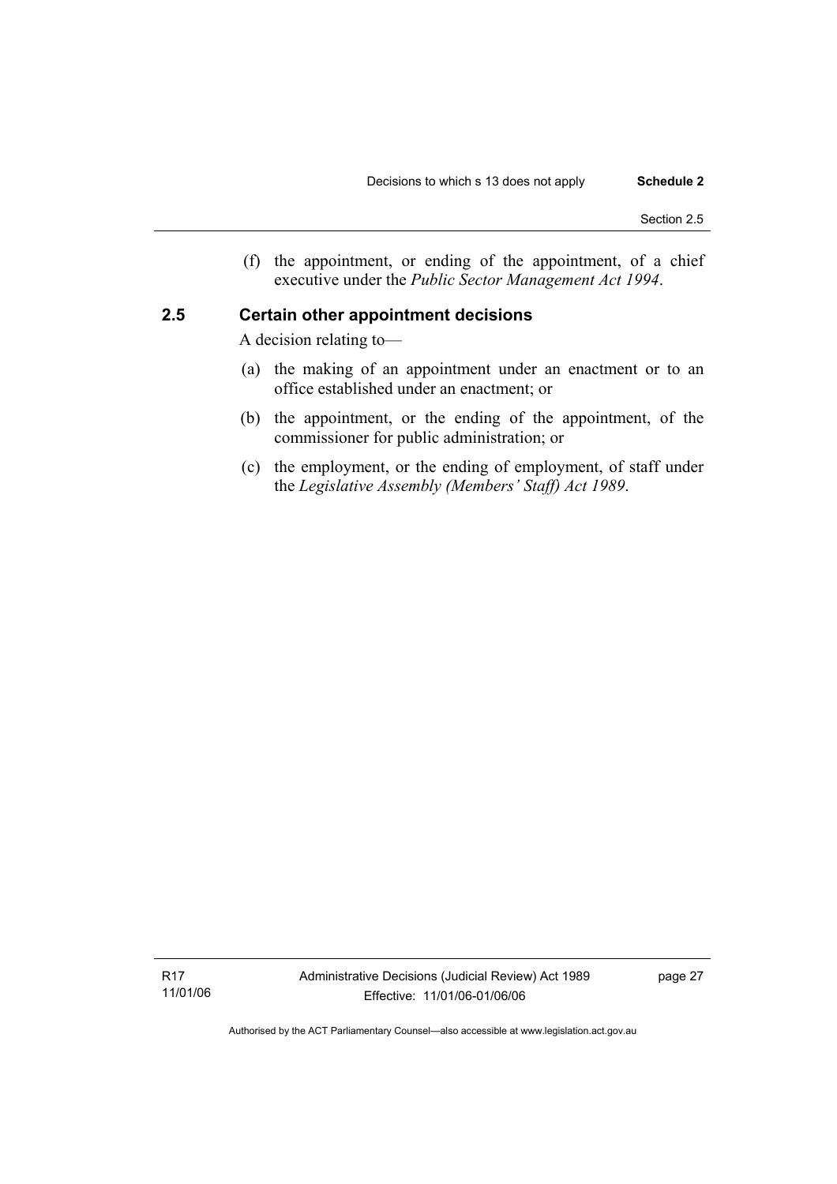(f) the appointment, or ending of the appointment, of a chief executive under the *Public Sector Management Act 1994*.

### 2.5 Certain other appointment decisions

A decision relating to—

(a) the making of an appointment under an enactment or to an office established under an enactment; or

(b) the appointment, or the ending of the appointment, of the commissioner for public administration; or

(c) the employment, or the ending of employment, of staff under the *Legislative Assembly (Members' Staff) Act 1989*.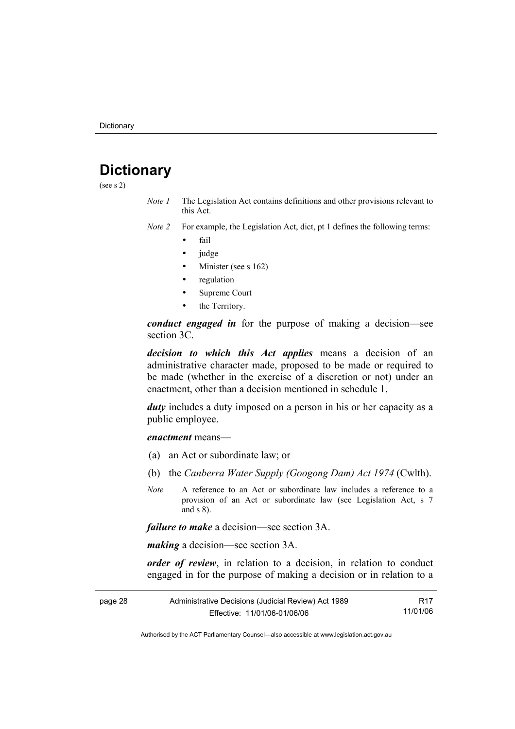# Dictionary

(see s 2)

*Note 1* The Legislation Act contains definitions and other provisions relevant to this Act.

*Note 2* For example, the Legislation Act, dict, pt 1 defines the following terms:

- fail
- judge
- Minister (see s 162)
- regulation
- Supreme Court
- the Territory.

***conduct engaged in*** for the purpose of making a decision—see section 3C.

***decision to which this Act applies*** means a decision of an administrative character made, proposed to be made or required to be made (whether in the exercise of a discretion or not) under an enactment, other than a decision mentioned in schedule 1.

***duty*** includes a duty imposed on a person in his or her capacity as a public employee.

***enactment*** means—

(a) an Act or subordinate law; or

(b) the *Canberra Water Supply (Googong Dam) Act 1974* (Cwlth).

*Note* A reference to an Act or subordinate law includes a reference to a provision of an Act or subordinate law (see Legislation Act, s 7 and s 8).

***failure to make*** a decision—see section 3A.

***making*** a decision—see section 3A.

***order of review***, in relation to a decision, in relation to conduct engaged in for the purpose of making a decision or in relation to a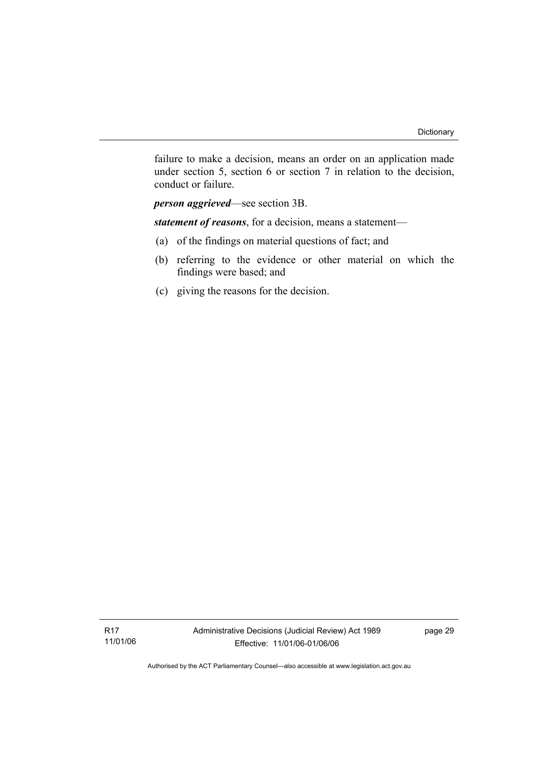failure to make a decision, means an order on an application made under section 5, section 6 or section 7 in relation to the decision, conduct or failure.

***person aggrieved***—see section 3B.

***statement of reasons***, for a decision, means a statement—

(a) of the findings on material questions of fact; and

(b) referring to the evidence or other material on which the findings were based; and

(c) giving the reasons for the decision.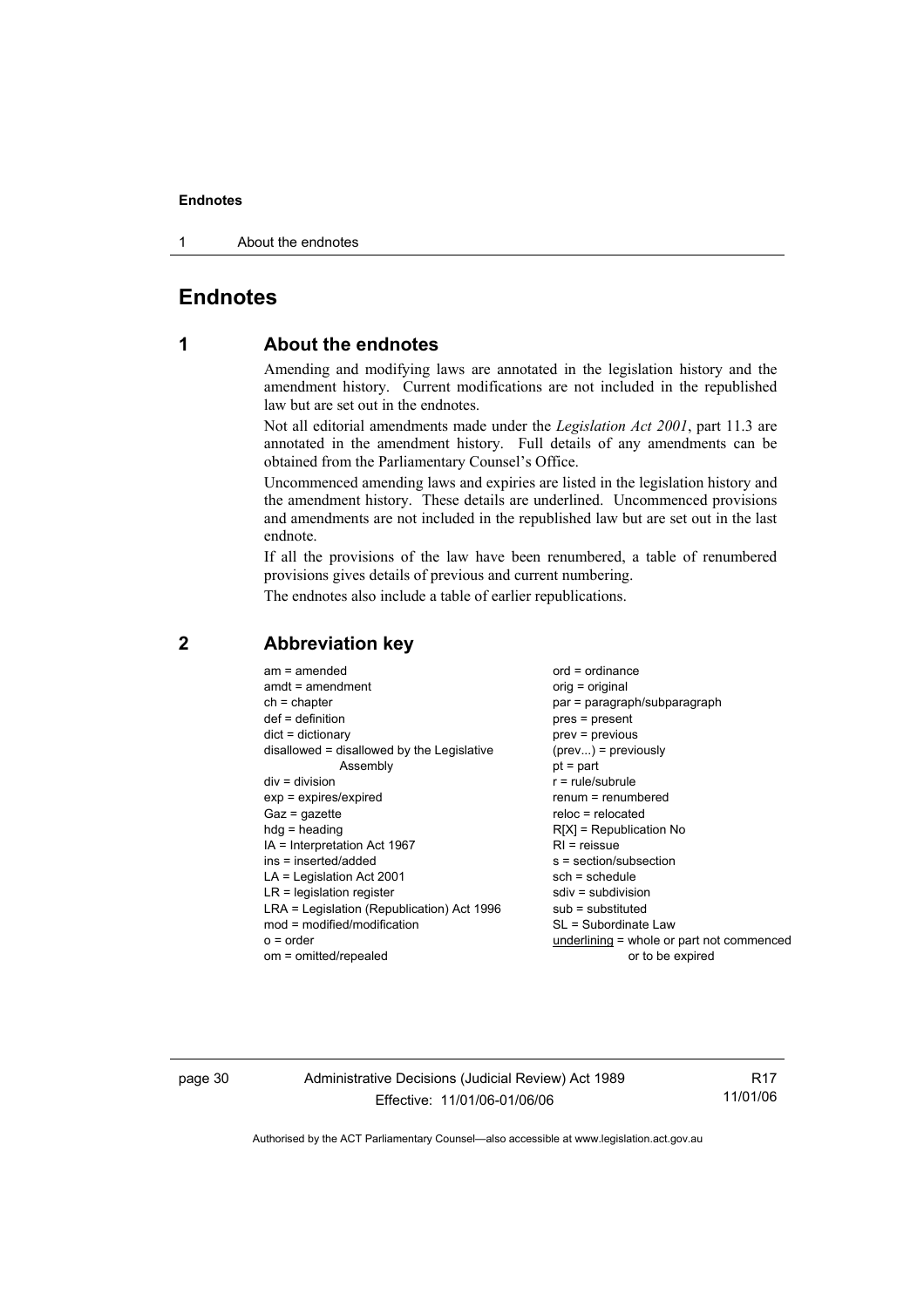# Endnotes

## 1 About the endnotes

Amending and modifying laws are annotated in the legislation history and the amendment history. Current modifications are not included in the republished law but are set out in the endnotes.

Not all editorial amendments made under the *Legislation Act 2001*, part 11.3 are annotated in the amendment history. Full details of any amendments can be obtained from the Parliamentary Counsel's Office.

Uncommenced amending laws and expiries are listed in the legislation history and the amendment history. These details are underlined. Uncommenced provisions and amendments are not included in the republished law but are set out in the last endnote.

If all the provisions of the law have been renumbered, a table of renumbered provisions gives details of previous and current numbering.

The endnotes also include a table of earlier republications.

## 2 Abbreviation key

am = amended
amdt = amendment
ch = chapter
def = definition
dict = dictionary
disallowed = disallowed by the Legislative Assembly
div = division
exp = expires/expired
Gaz = gazette
hdg = heading
IA = Interpretation Act 1967
ins = inserted/added
LA = Legislation Act 2001
LR = legislation register
LRA = Legislation (Republication) Act 1996
mod = modified/modification
o = order
om = omitted/repealed
ord = ordinance
orig = original
par = paragraph/subparagraph
pres = present
prev = previous
(prev...) = previously
pt = part
r = rule/subrule
renum = renumbered
reloc = relocated
R[X] = Republication No
RI = reissue
s = section/subsection
sch = schedule
sdiv = subdivision
sub = substituted
SL = Subordinate Law
underlining = whole or part not commenced or to be expired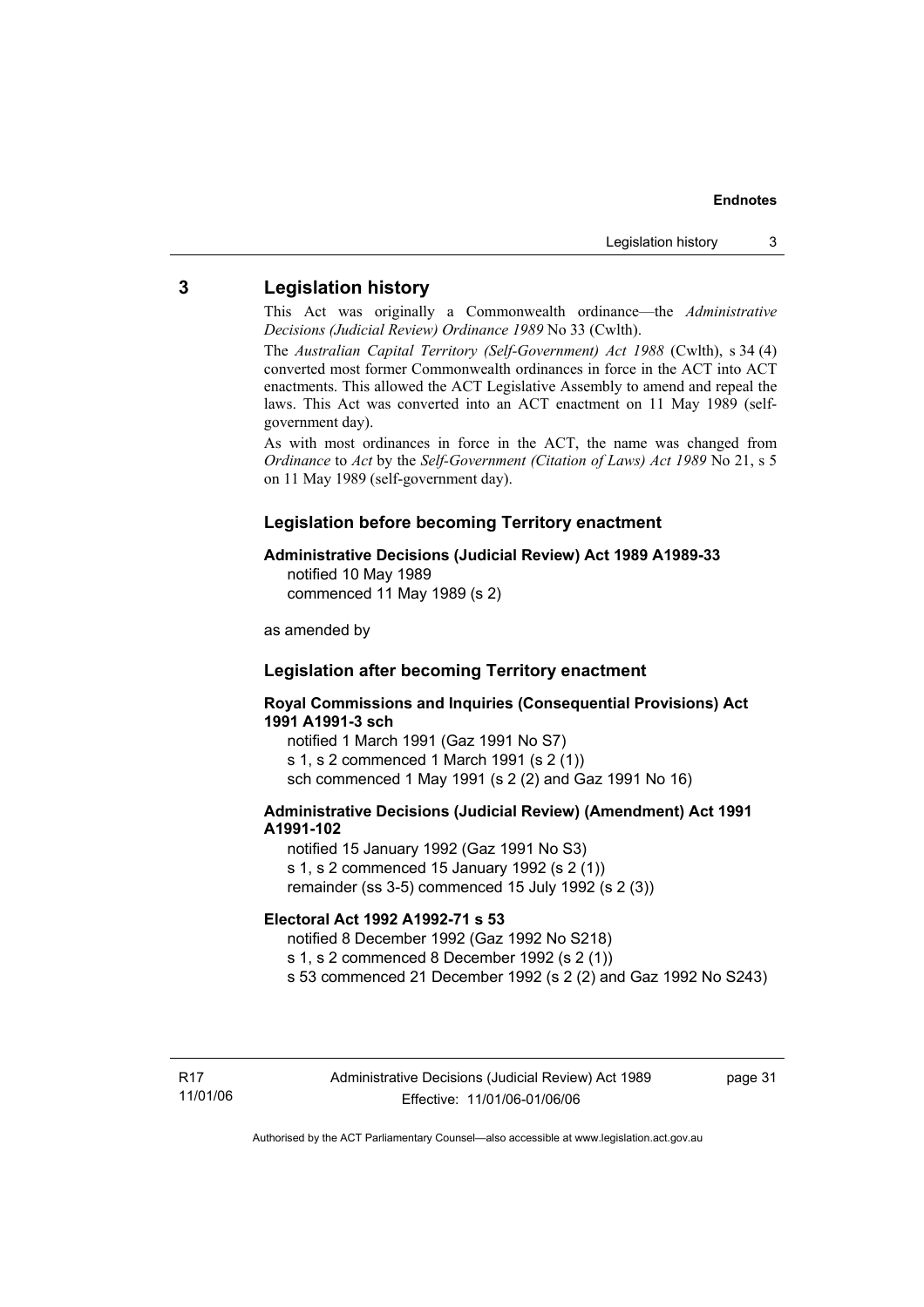## 3 Legislation history

This Act was originally a Commonwealth ordinance—the *Administrative Decisions (Judicial Review) Ordinance 1989* No 33 (Cwlth).

The *Australian Capital Territory (Self-Government) Act 1988* (Cwlth), s 34 (4) converted most former Commonwealth ordinances in force in the ACT into ACT enactments. This allowed the ACT Legislative Assembly to amend and repeal the laws. This Act was converted into an ACT enactment on 11 May 1989 (self-government day).

As with most ordinances in force in the ACT, the name was changed from *Ordinance* to *Act* by the *Self-Government (Citation of Laws) Act 1989* No 21, s 5 on 11 May 1989 (self-government day).

### Legislation before becoming Territory enactment

**Administrative Decisions (Judicial Review) Act 1989 A1989-33**
notified 10 May 1989
commenced 11 May 1989 (s 2)

as amended by

### Legislation after becoming Territory enactment

**Royal Commissions and Inquiries (Consequential Provisions) Act 1991 A1991-3 sch**
notified 1 March 1991 (Gaz 1991 No S7)
s 1, s 2 commenced 1 March 1991 (s 2 (1))
sch commenced 1 May 1991 (s 2 (2) and Gaz 1991 No 16)

**Administrative Decisions (Judicial Review) (Amendment) Act 1991 A1991-102**
notified 15 January 1992 (Gaz 1991 No S3)
s 1, s 2 commenced 15 January 1992 (s 2 (1))
remainder (ss 3-5) commenced 15 July 1992 (s 2 (3))

**Electoral Act 1992 A1992-71 s 53**
notified 8 December 1992 (Gaz 1992 No S218)
s 1, s 2 commenced 8 December 1992 (s 2 (1))
s 53 commenced 21 December 1992 (s 2 (2) and Gaz 1992 No S243)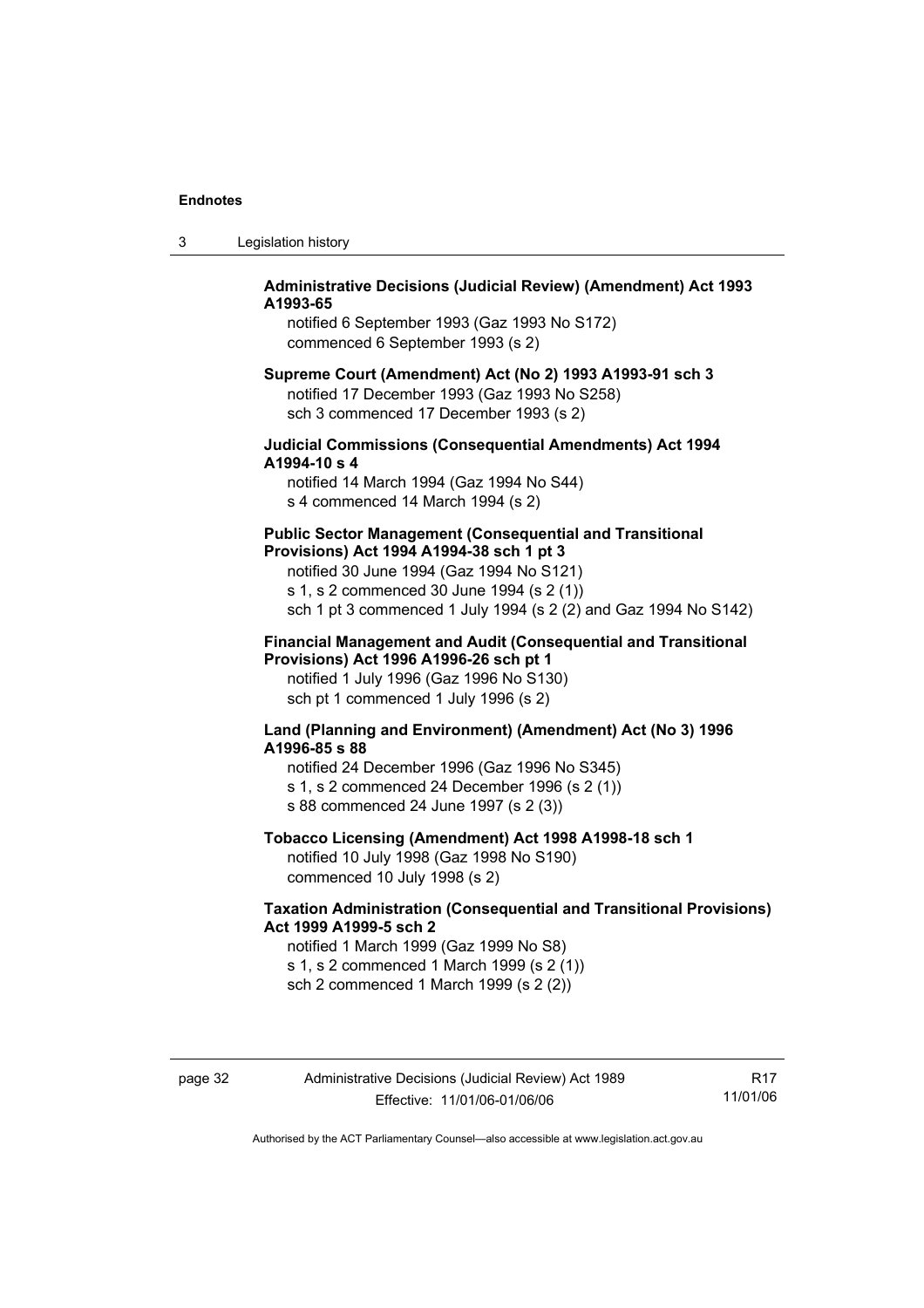**Administrative Decisions (Judicial Review) (Amendment) Act 1993 A1993-65**

notified 6 September 1993 (Gaz 1993 No S172)
commenced 6 September 1993 (s 2)

**Supreme Court (Amendment) Act (No 2) 1993 A1993-91 sch 3**

notified 17 December 1993 (Gaz 1993 No S258)
sch 3 commenced 17 December 1993 (s 2)

**Judicial Commissions (Consequential Amendments) Act 1994 A1994-10 s 4**

notified 14 March 1994 (Gaz 1994 No S44)
s 4 commenced 14 March 1994 (s 2)

**Public Sector Management (Consequential and Transitional Provisions) Act 1994 A1994-38 sch 1 pt 3**

notified 30 June 1994 (Gaz 1994 No S121)
s 1, s 2 commenced 30 June 1994 (s 2 (1))
sch 1 pt 3 commenced 1 July 1994 (s 2 (2) and Gaz 1994 No S142)

**Financial Management and Audit (Consequential and Transitional Provisions) Act 1996 A1996-26 sch pt 1**

notified 1 July 1996 (Gaz 1996 No S130)
sch pt 1 commenced 1 July 1996 (s 2)

**Land (Planning and Environment) (Amendment) Act (No 3) 1996 A1996-85 s 88**

notified 24 December 1996 (Gaz 1996 No S345)
s 1, s 2 commenced 24 December 1996 (s 2 (1))
s 88 commenced 24 June 1997 (s 2 (3))

**Tobacco Licensing (Amendment) Act 1998 A1998-18 sch 1**

notified 10 July 1998 (Gaz 1998 No S190)
commenced 10 July 1998 (s 2)

**Taxation Administration (Consequential and Transitional Provisions) Act 1999 A1999-5 sch 2**

notified 1 March 1999 (Gaz 1999 No S8)
s 1, s 2 commenced 1 March 1999 (s 2 (1))
sch 2 commenced 1 March 1999 (s 2 (2))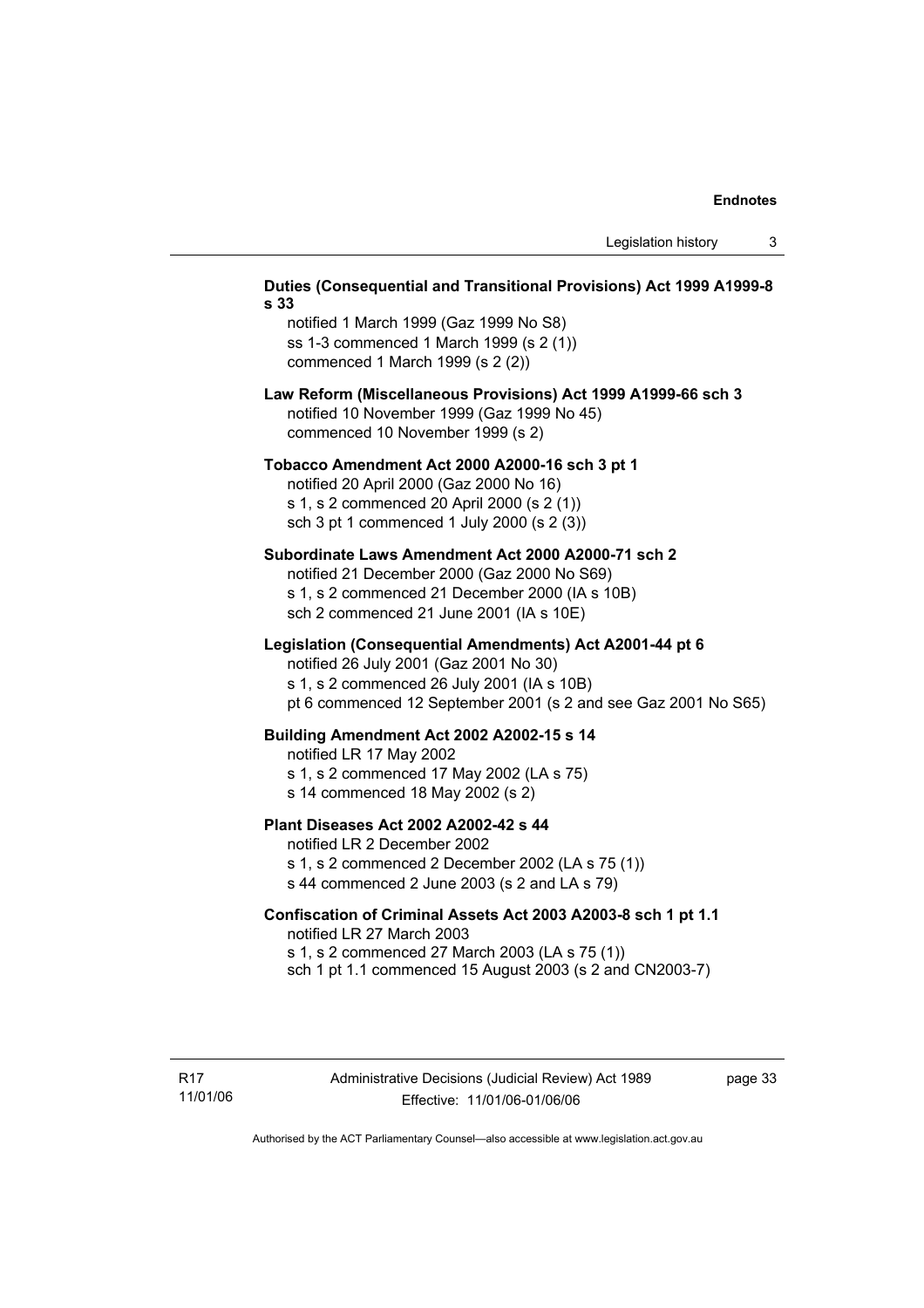**Duties (Consequential and Transitional Provisions) Act 1999 A1999-8 s 33**

notified 1 March 1999 (Gaz 1999 No S8)
ss 1-3 commenced 1 March 1999 (s 2 (1))
commenced 1 March 1999 (s 2 (2))

**Law Reform (Miscellaneous Provisions) Act 1999 A1999-66 sch 3**

notified 10 November 1999 (Gaz 1999 No 45)
commenced 10 November 1999 (s 2)

**Tobacco Amendment Act 2000 A2000-16 sch 3 pt 1**

notified 20 April 2000 (Gaz 2000 No 16)
s 1, s 2 commenced 20 April 2000 (s 2 (1))
sch 3 pt 1 commenced 1 July 2000 (s 2 (3))

**Subordinate Laws Amendment Act 2000 A2000-71 sch 2**

notified 21 December 2000 (Gaz 2000 No S69)
s 1, s 2 commenced 21 December 2000 (IA s 10B)
sch 2 commenced 21 June 2001 (IA s 10E)

**Legislation (Consequential Amendments) Act A2001-44 pt 6**

notified 26 July 2001 (Gaz 2001 No 30)
s 1, s 2 commenced 26 July 2001 (IA s 10B)
pt 6 commenced 12 September 2001 (s 2 and see Gaz 2001 No S65)

**Building Amendment Act 2002 A2002-15 s 14**

notified LR 17 May 2002
s 1, s 2 commenced 17 May 2002 (LA s 75)
s 14 commenced 18 May 2002 (s 2)

**Plant Diseases Act 2002 A2002-42 s 44**

notified LR 2 December 2002
s 1, s 2 commenced 2 December 2002 (LA s 75 (1))
s 44 commenced 2 June 2003 (s 2 and LA s 79)

**Confiscation of Criminal Assets Act 2003 A2003-8 sch 1 pt 1.1**

notified LR 27 March 2003
s 1, s 2 commenced 27 March 2003 (LA s 75 (1))
sch 1 pt 1.1 commenced 15 August 2003 (s 2 and CN2003-7)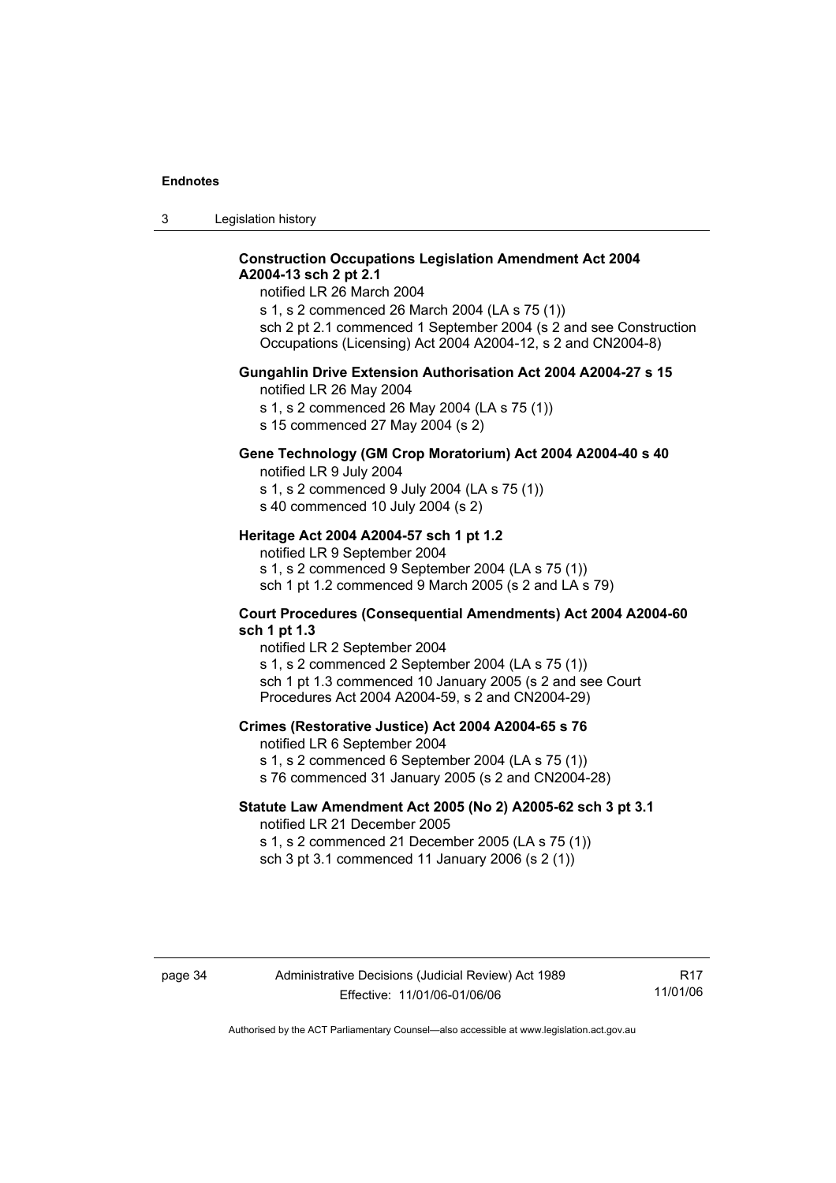**Construction Occupations Legislation Amendment Act 2004 A2004-13 sch 2 pt 2.1**

notified LR 26 March 2004

s 1, s 2 commenced 26 March 2004 (LA s 75 (1))

sch 2 pt 2.1 commenced 1 September 2004 (s 2 and see Construction Occupations (Licensing) Act 2004 A2004-12, s 2 and CN2004-8)

**Gungahlin Drive Extension Authorisation Act 2004 A2004-27 s 15**

notified LR 26 May 2004

s 1, s 2 commenced 26 May 2004 (LA s 75 (1))

s 15 commenced 27 May 2004 (s 2)

**Gene Technology (GM Crop Moratorium) Act 2004 A2004-40 s 40**

notified LR 9 July 2004

s 1, s 2 commenced 9 July 2004 (LA s 75 (1))

s 40 commenced 10 July 2004 (s 2)

**Heritage Act 2004 A2004-57 sch 1 pt 1.2**

notified LR 9 September 2004

s 1, s 2 commenced 9 September 2004 (LA s 75 (1))

sch 1 pt 1.2 commenced 9 March 2005 (s 2 and LA s 79)

**Court Procedures (Consequential Amendments) Act 2004 A2004-60 sch 1 pt 1.3**

notified LR 2 September 2004

s 1, s 2 commenced 2 September 2004 (LA s 75 (1))

sch 1 pt 1.3 commenced 10 January 2005 (s 2 and see Court Procedures Act 2004 A2004-59, s 2 and CN2004-29)

**Crimes (Restorative Justice) Act 2004 A2004-65 s 76**

notified LR 6 September 2004

s 1, s 2 commenced 6 September 2004 (LA s 75 (1))

s 76 commenced 31 January 2005 (s 2 and CN2004-28)

**Statute Law Amendment Act 2005 (No 2) A2005-62 sch 3 pt 3.1**

notified LR 21 December 2005

s 1, s 2 commenced 21 December 2005 (LA s 75 (1))

sch 3 pt 3.1 commenced 11 January 2006 (s 2 (1))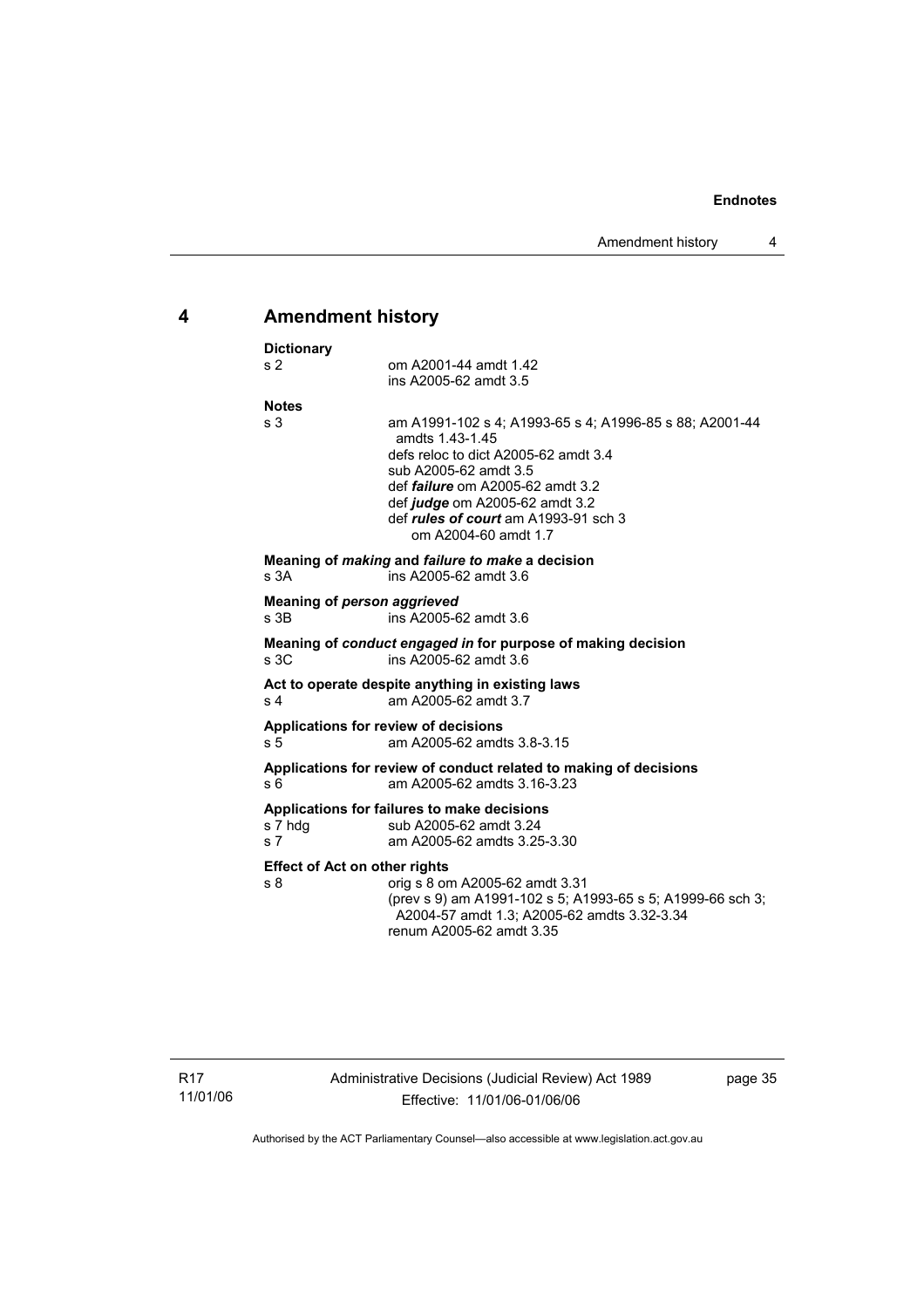# 4 Amendment history

**Dictionary**

s 2 — om A2001-44 amdt 1.42
ins A2005-62 amdt 3.5

**Notes**

s 3 — am A1991-102 s 4; A1993-65 s 4; A1996-85 s 88; A2001-44 amdts 1.43-1.45
defs reloc to dict A2005-62 amdt 3.4
sub A2005-62 amdt 3.5
def ***failure*** om A2005-62 amdt 3.2
def ***judge*** om A2005-62 amdt 3.2
def ***rules of court*** am A1993-91 sch 3
om A2004-60 amdt 1.7

**Meaning of *making* and *failure to make* a decision**

s 3A — ins A2005-62 amdt 3.6

**Meaning of *person aggrieved***

s 3B — ins A2005-62 amdt 3.6

**Meaning of *conduct engaged in* for purpose of making decision**

s 3C — ins A2005-62 amdt 3.6

**Act to operate despite anything in existing laws**

s 4 — am A2005-62 amdt 3.7

**Applications for review of decisions**

s 5 — am A2005-62 amdts 3.8-3.15

**Applications for review of conduct related to making of decisions**

s 6 — am A2005-62 amdts 3.16-3.23

**Applications for failures to make decisions**

s 7 hdg — sub A2005-62 amdt 3.24
s 7 — am A2005-62 amdts 3.25-3.30

**Effect of Act on other rights**

s 8 — orig s 8 om A2005-62 amdt 3.31
(prev s 9) am A1991-102 s 5; A1993-65 s 5; A1999-66 sch 3; A2004-57 amdt 1.3; A2005-62 amdts 3.32-3.34
renum A2005-62 amdt 3.35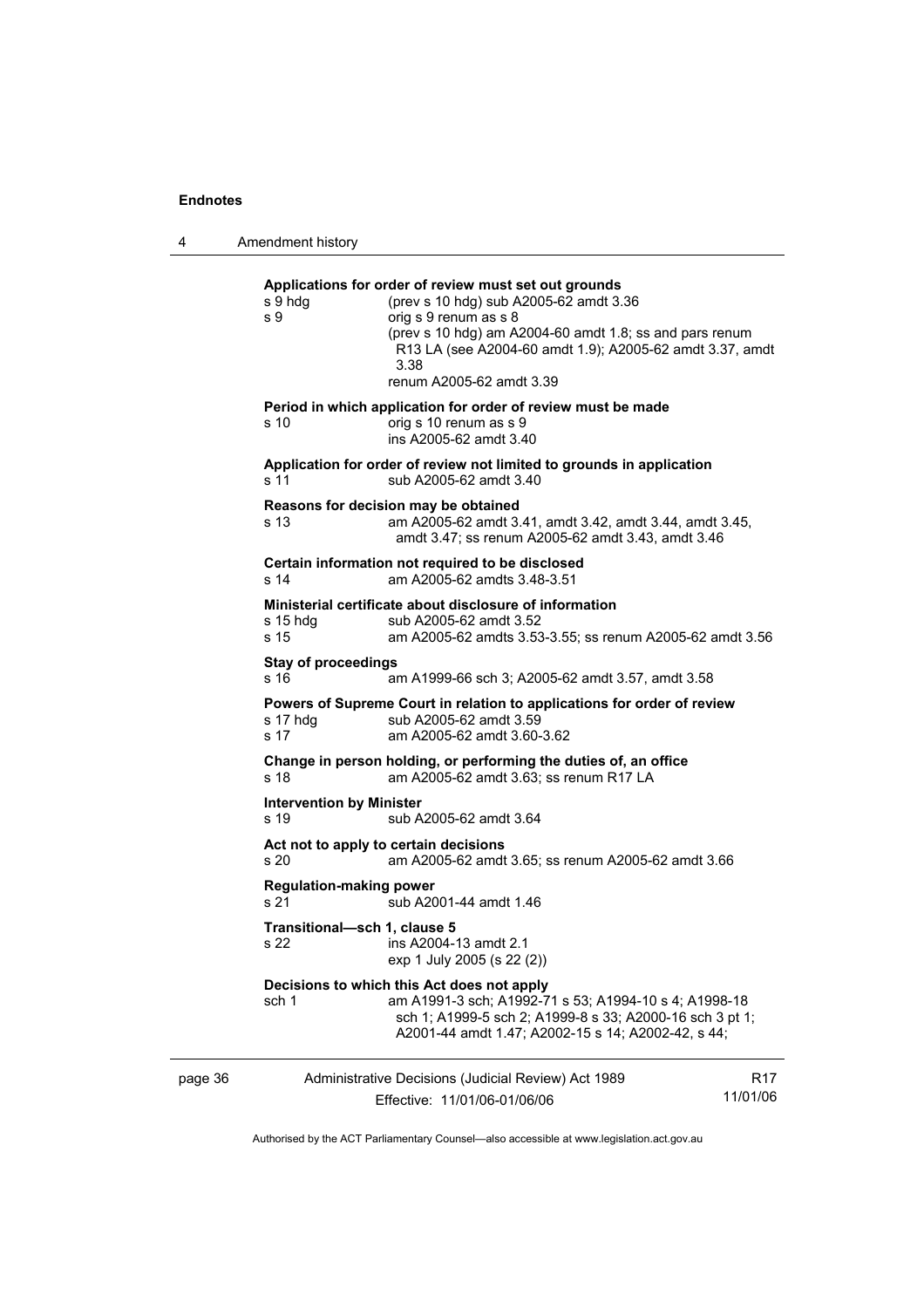**Applications for order of review must set out grounds**

s 9 hdg (prev s 10 hdg) sub A2005-62 amdt 3.36

s 9 orig s 9 renum as s 8
(prev s 10 hdg) am A2004-60 amdt 1.8; ss and pars renum R13 LA (see A2004-60 amdt 1.9); A2005-62 amdt 3.37, amdt 3.38
renum A2005-62 amdt 3.39

**Period in which application for order of review must be made**

s 10 orig s 10 renum as s 9
ins A2005-62 amdt 3.40

**Application for order of review not limited to grounds in application**

s 11 sub A2005-62 amdt 3.40

**Reasons for decision may be obtained**

s 13 am A2005-62 amdt 3.41, amdt 3.42, amdt 3.44, amdt 3.45, amdt 3.47; ss renum A2005-62 amdt 3.43, amdt 3.46

**Certain information not required to be disclosed**

s 14 am A2005-62 amdts 3.48-3.51

**Ministerial certificate about disclosure of information**

s 15 hdg sub A2005-62 amdt 3.52

s 15 am A2005-62 amdts 3.53-3.55; ss renum A2005-62 amdt 3.56

**Stay of proceedings**

s 16 am A1999-66 sch 3; A2005-62 amdt 3.57, amdt 3.58

**Powers of Supreme Court in relation to applications for order of review**

s 17 hdg sub A2005-62 amdt 3.59

s 17 am A2005-62 amdt 3.60-3.62

**Change in person holding, or performing the duties of, an office**

s 18 am A2005-62 amdt 3.63; ss renum R17 LA

**Intervention by Minister**

s 19 sub A2005-62 amdt 3.64

**Act not to apply to certain decisions**

s 20 am A2005-62 amdt 3.65; ss renum A2005-62 amdt 3.66

**Regulation-making power**

s 21 sub A2001-44 amdt 1.46

**Transitional—sch 1, clause 5**

s 22 ins A2004-13 amdt 2.1
exp 1 July 2005 (s 22 (2))

**Decisions to which this Act does not apply**

sch 1 am A1991-3 sch; A1992-71 s 53; A1994-10 s 4; A1998-18 sch 1; A1999-5 sch 2; A1999-8 s 33; A2000-16 sch 3 pt 1; A2001-44 amdt 1.47; A2002-15 s 14; A2002-42, s 44;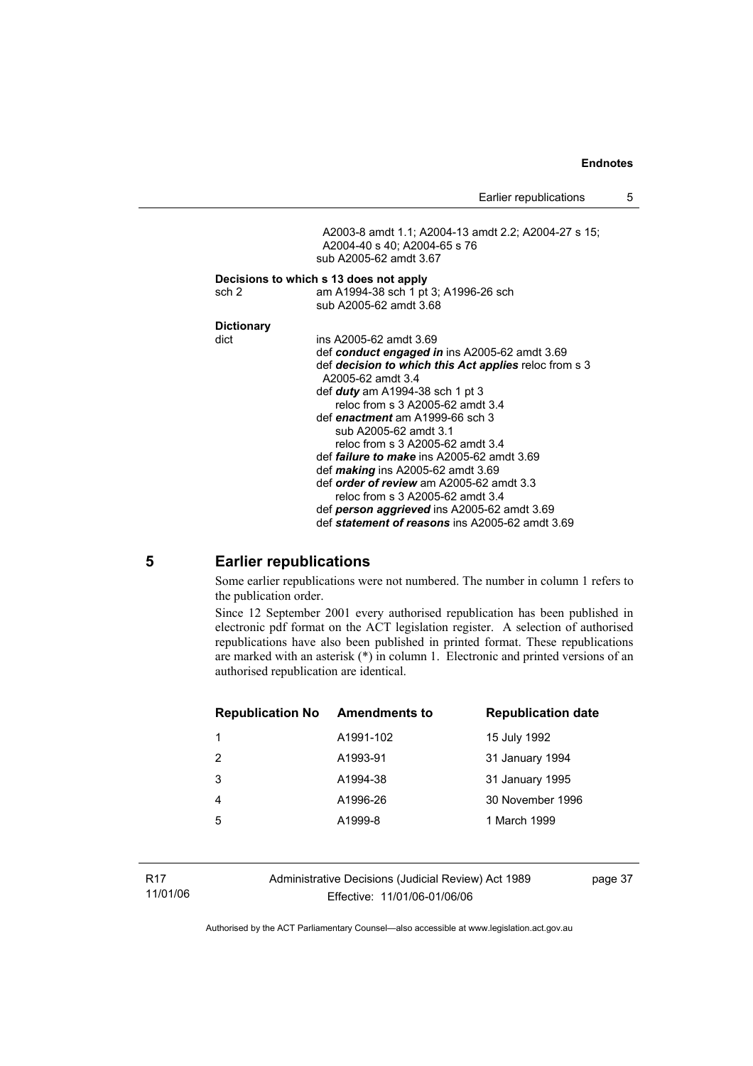A2003-8 amdt 1.1; A2004-13 amdt 2.2; A2004-27 s 15; A2004-40 s 40; A2004-65 s 76
sub A2005-62 amdt 3.67

**Decisions to which s 13 does not apply**

sch 2 am A1994-38 sch 1 pt 3; A1996-26 sch
sub A2005-62 amdt 3.68

**Dictionary**

dict ins A2005-62 amdt 3.69
def ***conduct engaged in*** ins A2005-62 amdt 3.69
def ***decision to which this Act applies*** reloc from s 3 A2005-62 amdt 3.4
def ***duty*** am A1994-38 sch 1 pt 3
reloc from s 3 A2005-62 amdt 3.4
def ***enactment*** am A1999-66 sch 3
sub A2005-62 amdt 3.1
reloc from s 3 A2005-62 amdt 3.4
def ***failure to make*** ins A2005-62 amdt 3.69
def ***making*** ins A2005-62 amdt 3.69
def ***order of review*** am A2005-62 amdt 3.3
reloc from s 3 A2005-62 amdt 3.4
def ***person aggrieved*** ins A2005-62 amdt 3.69
def ***statement of reasons*** ins A2005-62 amdt 3.69

## 5 Earlier republications

Some earlier republications were not numbered. The number in column 1 refers to the publication order.

Since 12 September 2001 every authorised republication has been published in electronic pdf format on the ACT legislation register. A selection of authorised republications have also been published in printed format. These republications are marked with an asterisk (*) in column 1. Electronic and printed versions of an authorised republication are identical.

| Republication No | Amendments to | Republication date |
|---|---|---|
| 1 | A1991-102 | 15 July 1992 |
| 2 | A1993-91 | 31 January 1994 |
| 3 | A1994-38 | 31 January 1995 |
| 4 | A1996-26 | 30 November 1996 |
| 5 | A1999-8 | 1 March 1999 |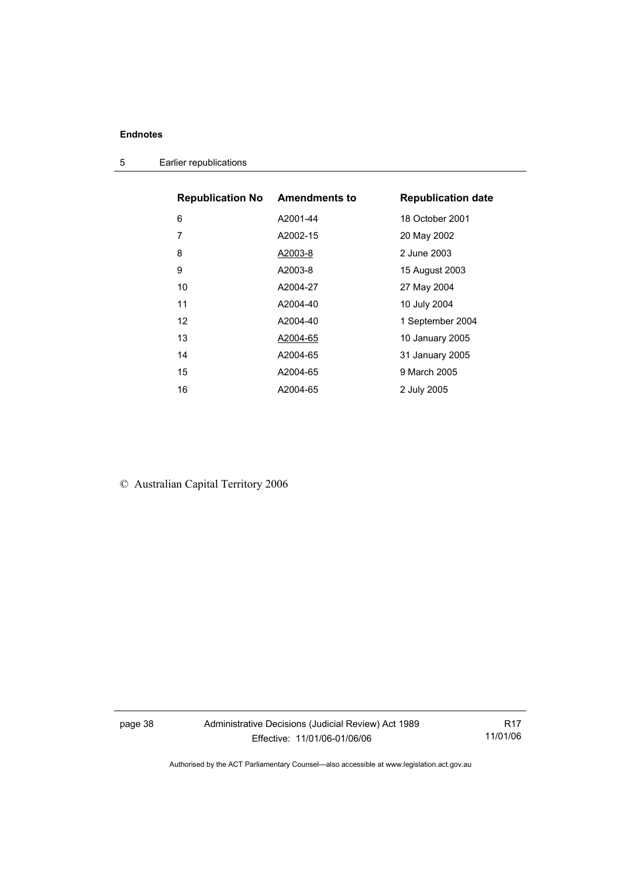## 5 Earlier republications

| Republication No | Amendments to | Republication date |
|---|---|---|
| 6 | A2001-44 | 18 October 2001 |
| 7 | A2002-15 | 20 May 2002 |
| 8 | A2003-8 | 2 June 2003 |
| 9 | A2003-8 | 15 August 2003 |
| 10 | A2004-27 | 27 May 2004 |
| 11 | A2004-40 | 10 July 2004 |
| 12 | A2004-40 | 1 September 2004 |
| 13 | A2004-65 | 10 January 2005 |
| 14 | A2004-65 | 31 January 2005 |
| 15 | A2004-65 | 9 March 2005 |
| 16 | A2004-65 | 2 July 2005 |

© Australian Capital Territory 2006